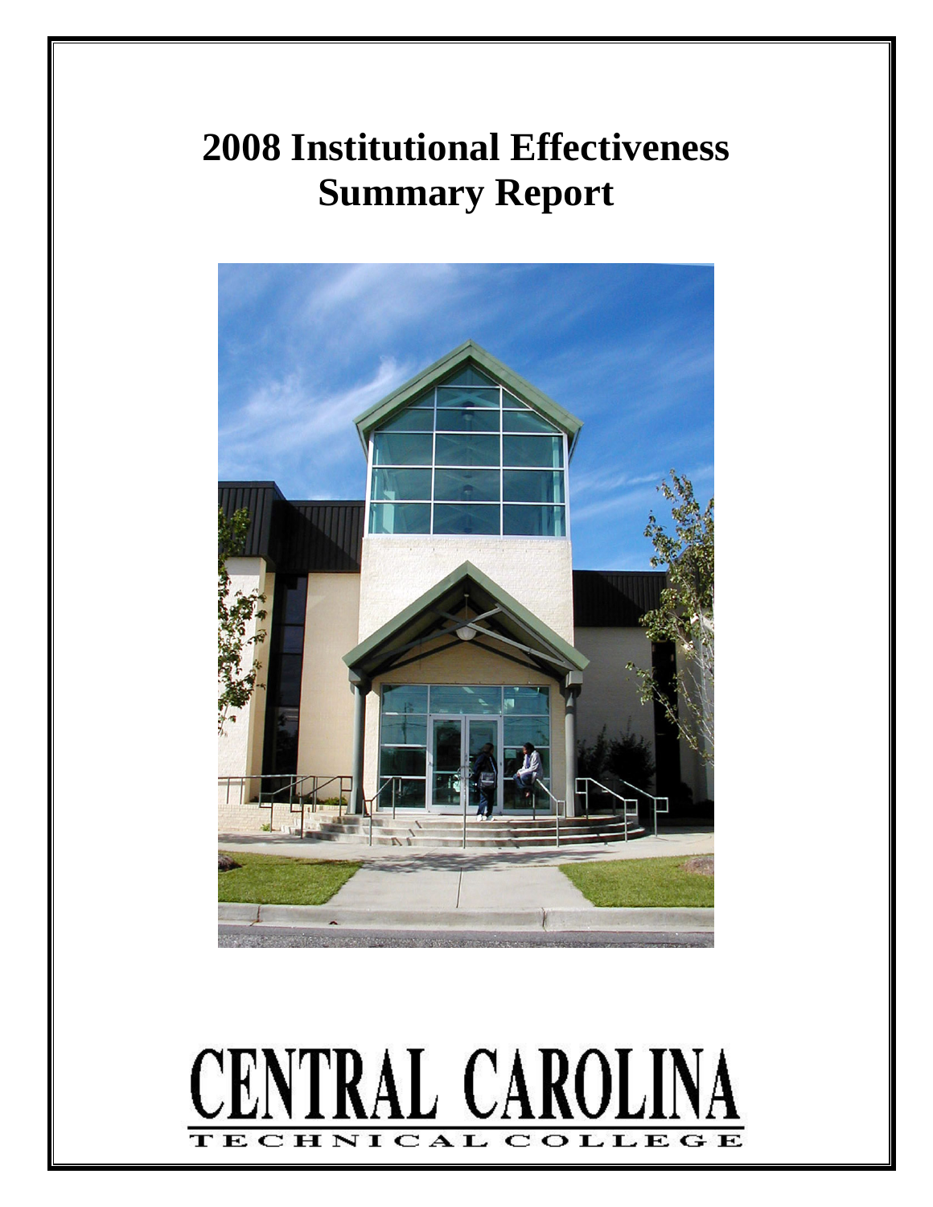# 2008 Institutional Effectiveness Summary Report

CENTRAL CAROLINA

TECHNICAL COLLEGE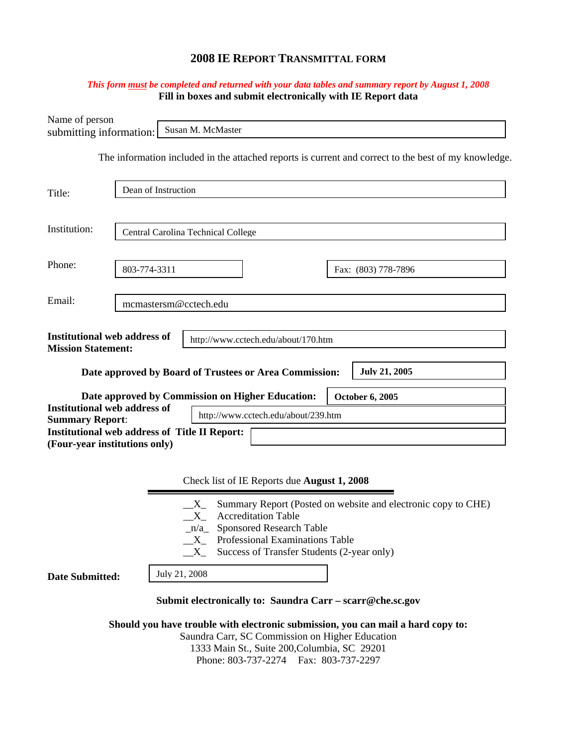# 2008 IE REPORT TRANSMITTAL FORM

*This form must be completed and returned with your data tables and summary report by August 1, 2008*

**Fill in boxes and submit electronically with IE Report data**

Name of person submitting information: Susan M. McMaster

The information included in the attached reports is current and correct to the best of my knowledge.

Title: Dean of Instruction

Institution: Central Carolina Technical College

Phone: 803-774-3311 Fax: (803) 778-7896

Email: mcmastersm@cctech.edu

**Institutional web address of Mission Statement:** http://www.cctech.edu/about/170.htm

**Date approved by Board of Trustees or Area Commission:** **July 21, 2005**

**Date approved by Commission on Higher Education:** **October 6, 2005**

**Institutional web address of Summary Report**: http://www.cctech.edu/about/239.htm

**Institutional web address of Title II Report: (Four-year institutions only)**

Check list of IE Reports due **August 1, 2008**

- __X_ Summary Report (Posted on website and electronic copy to CHE)
- __X_ Accreditation Table
- _n/a_ Sponsored Research Table
- __X_ Professional Examinations Table
- __X_ Success of Transfer Students (2-year only)

**Date Submitted:** July 21, 2008

**Submit electronically to: Saundra Carr – scarr@che.sc.gov**

**Should you have trouble with electronic submission, you can mail a hard copy to:**
Saundra Carr, SC Commission on Higher Education
1333 Main St., Suite 200,Columbia, SC 29201
Phone: 803-737-2274 Fax: 803-737-2297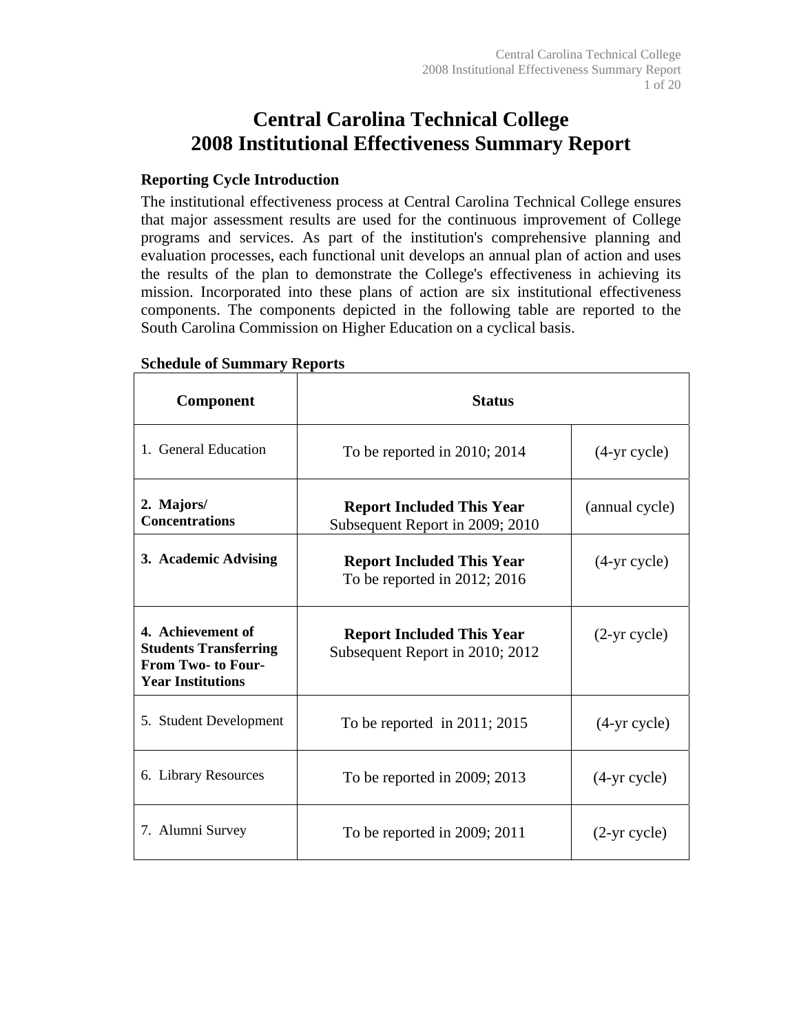# Central Carolina Technical College
# 2008 Institutional Effectiveness Summary Report

### Reporting Cycle Introduction

The institutional effectiveness process at Central Carolina Technical College ensures that major assessment results are used for the continuous improvement of College programs and services. As part of the institution's comprehensive planning and evaluation processes, each functional unit develops an annual plan of action and uses the results of the plan to demonstrate the College's effectiveness in achieving its mission. Incorporated into these plans of action are six institutional effectiveness components. The components depicted in the following table are reported to the South Carolina Commission on Higher Education on a cyclical basis.

### Schedule of Summary Reports

| Component | Status | |
|---|---|---|
| 1. General Education | To be reported in 2010; 2014 | (4-yr cycle) |
| **2. Majors/ Concentrations** | **Report Included This Year** Subsequent Report in 2009; 2010 | (annual cycle) |
| **3. Academic Advising** | **Report Included This Year** To be reported in 2012; 2016 | (4-yr cycle) |
| **4. Achievement of Students Transferring From Two- to Four-Year Institutions** | **Report Included This Year** Subsequent Report in 2010; 2012 | (2-yr cycle) |
| 5. Student Development | To be reported in 2011; 2015 | (4-yr cycle) |
| 6. Library Resources | To be reported in 2009; 2013 | (4-yr cycle) |
| 7. Alumni Survey | To be reported in 2009; 2011 | (2-yr cycle) |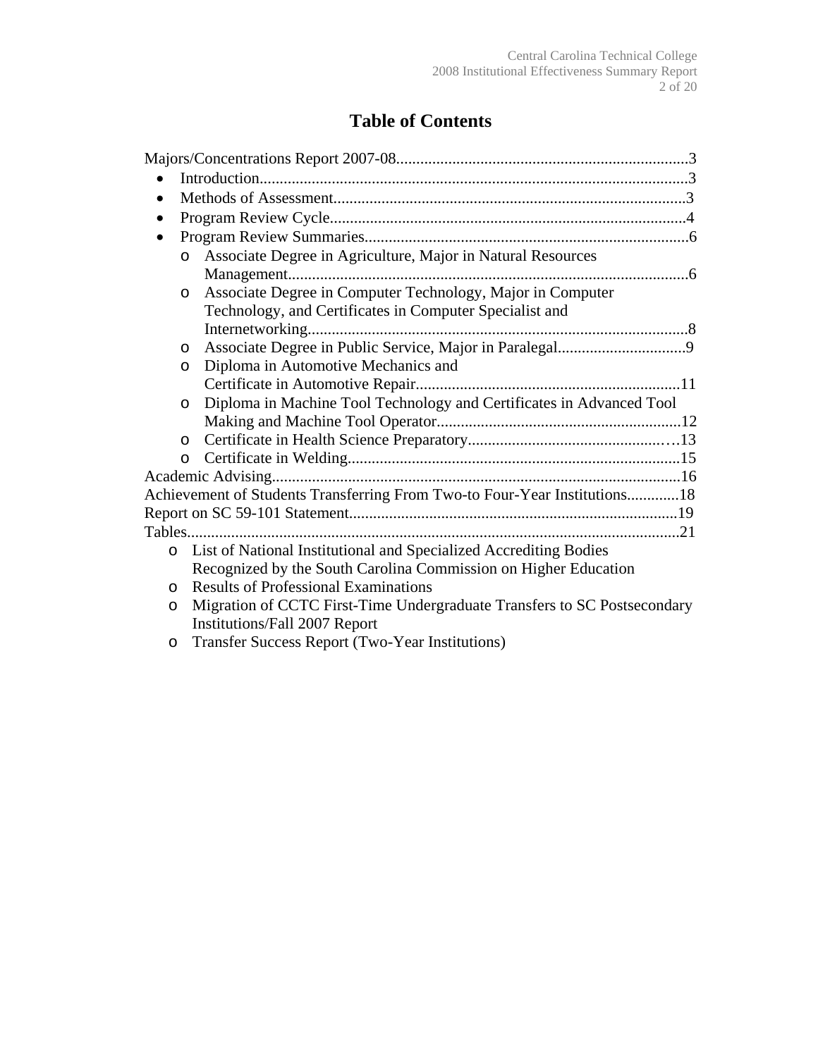# Table of Contents

Majors/Concentrations Report 2007-08........................................................................3

- Introduction..........................................................................................................3
- Methods of Assessment.......................................................................................3
- Program Review Cycle........................................................................................4
- Program Review Summaries................................................................................6
  - Associate Degree in Agriculture, Major in Natural Resources Management...................................................................................................6
  - Associate Degree in Computer Technology, Major in Computer Technology, and Certificates in Computer Specialist and Internetworking..............................................................................................8
  - Associate Degree in Public Service, Major in Paralegal................................9
  - Diploma in Automotive Mechanics and Certificate in Automotive Repair.................................................................11
  - Diploma in Machine Tool Technology and Certificates in Advanced Tool Making and Machine Tool Operator............................................................12
  - Certificate in Health Science Preparatory.................................................…13
  - Certificate in Welding..................................................................................15

Academic Advising.....................................................................................................16

Achievement of Students Transferring From Two-to Four-Year Institutions.............18

Report on SC 59-101 Statement.................................................................................19

Tables.........................................................................................................................21

- List of National Institutional and Specialized Accrediting Bodies Recognized by the South Carolina Commission on Higher Education
- Results of Professional Examinations
- Migration of CCTC First-Time Undergraduate Transfers to SC Postsecondary Institutions/Fall 2007 Report
- Transfer Success Report (Two-Year Institutions)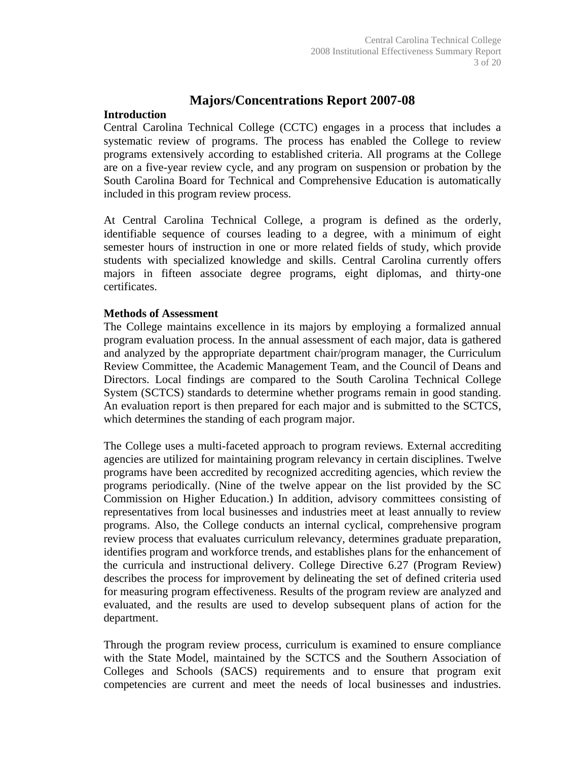# Majors/Concentrations Report 2007-08

## Introduction

Central Carolina Technical College (CCTC) engages in a process that includes a systematic review of programs. The process has enabled the College to review programs extensively according to established criteria. All programs at the College are on a five-year review cycle, and any program on suspension or probation by the South Carolina Board for Technical and Comprehensive Education is automatically included in this program review process.

At Central Carolina Technical College, a program is defined as the orderly, identifiable sequence of courses leading to a degree, with a minimum of eight semester hours of instruction in one or more related fields of study, which provide students with specialized knowledge and skills. Central Carolina currently offers majors in fifteen associate degree programs, eight diplomas, and thirty-one certificates.

## Methods of Assessment

The College maintains excellence in its majors by employing a formalized annual program evaluation process. In the annual assessment of each major, data is gathered and analyzed by the appropriate department chair/program manager, the Curriculum Review Committee, the Academic Management Team, and the Council of Deans and Directors. Local findings are compared to the South Carolina Technical College System (SCTCS) standards to determine whether programs remain in good standing. An evaluation report is then prepared for each major and is submitted to the SCTCS, which determines the standing of each program major.

The College uses a multi-faceted approach to program reviews. External accrediting agencies are utilized for maintaining program relevancy in certain disciplines. Twelve programs have been accredited by recognized accrediting agencies, which review the programs periodically. (Nine of the twelve appear on the list provided by the SC Commission on Higher Education.) In addition, advisory committees consisting of representatives from local businesses and industries meet at least annually to review programs. Also, the College conducts an internal cyclical, comprehensive program review process that evaluates curriculum relevancy, determines graduate preparation, identifies program and workforce trends, and establishes plans for the enhancement of the curricula and instructional delivery. College Directive 6.27 (Program Review) describes the process for improvement by delineating the set of defined criteria used for measuring program effectiveness. Results of the program review are analyzed and evaluated, and the results are used to develop subsequent plans of action for the department.

Through the program review process, curriculum is examined to ensure compliance with the State Model, maintained by the SCTCS and the Southern Association of Colleges and Schools (SACS) requirements and to ensure that program exit competencies are current and meet the needs of local businesses and industries.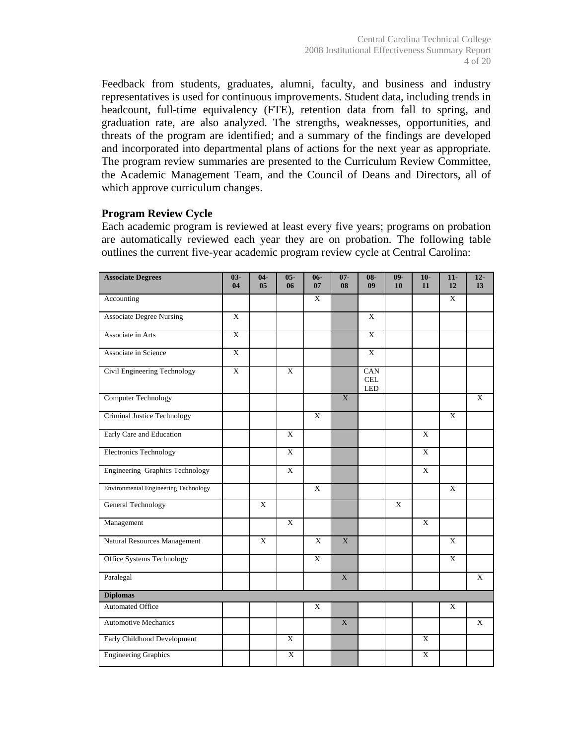Feedback from students, graduates, alumni, faculty, and business and industry representatives is used for continuous improvements. Student data, including trends in headcount, full-time equivalency (FTE), retention data from fall to spring, and graduation rate, are also analyzed. The strengths, weaknesses, opportunities, and threats of the program are identified; and a summary of the findings are developed and incorporated into departmental plans of actions for the next year as appropriate. The program review summaries are presented to the Curriculum Review Committee, the Academic Management Team, and the Council of Deans and Directors, all of which approve curriculum changes.

**Program Review Cycle**

Each academic program is reviewed at least every five years; programs on probation are automatically reviewed each year they are on probation. The following table outlines the current five-year academic program review cycle at Central Carolina:

| Associate Degrees | 03-04 | 04-05 | 05-06 | 06-07 | 07-08 | 08-09 | 09-10 | 10-11 | 11-12 | 12-13 |
|---|---|---|---|---|---|---|---|---|---|---|
| Accounting | | | | X | | | | | X | |
| Associate Degree Nursing | X | | | | | X | | | | |
| Associate in Arts | X | | | | | X | | | | |
| Associate in Science | X | | | | | X | | | | |
| Civil Engineering Technology | X | | X | | | CANCELLED | | | | |
| Computer Technology | | | | | X | | | | | X |
| Criminal Justice Technology | | | | X | | | | | X | |
| Early Care and Education | | | X | | | | | X | | |
| Electronics Technology | | | X | | | | | X | | |
| Engineering Graphics Technology | | | X | | | | | X | | |
| Environmental Engineering Technology | | | | X | | | | | X | |
| General Technology | | X | | | | | X | | | |
| Management | | | X | | | | | X | | |
| Natural Resources Management | | X | | X | X | | | | X | |
| Office Systems Technology | | | | X | | | | | X | |
| Paralegal | | | | | X | | | | | X |
| **Diplomas** | | | | | | | | | | |
| Automated Office | | | | X | | | | | X | |
| Automotive Mechanics | | | | | X | | | | | X |
| Early Childhood Development | | | X | | | | | X | | |
| Engineering Graphics | | | X | | | | | X | | |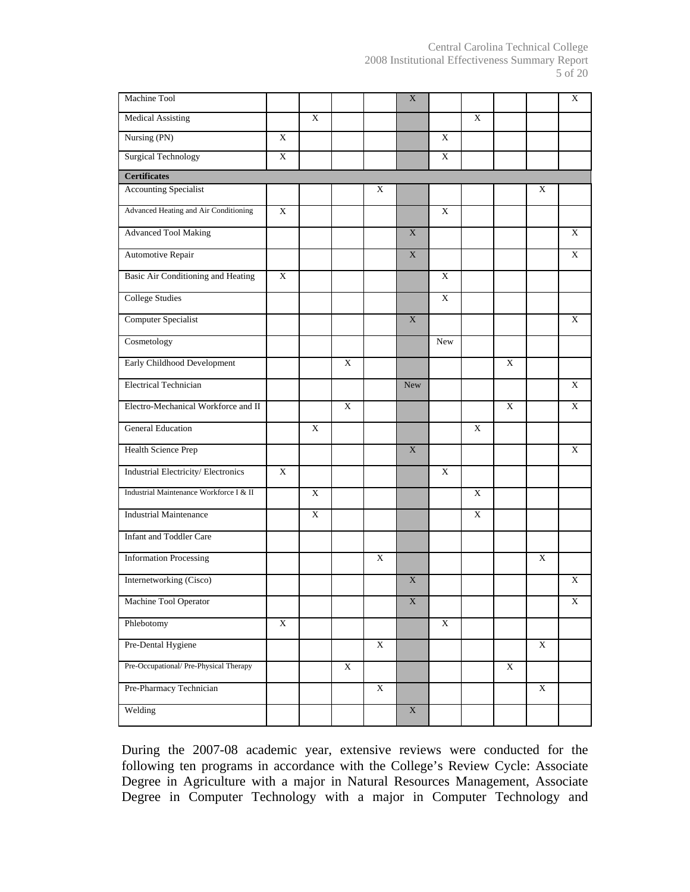| | | | | | | | | | | |
|---|---|---|---|---|---|---|---|---|---|---|
| Machine Tool | | | | | X | | | | | X |
| Medical Assisting | | X | | | | | X | | | |
| Nursing (PN) | X | | | | | X | | | | |
| Surgical Technology | X | | | | | X | | | | |
| **Certificates** | | | | | | | | | | |
| Accounting Specialist | | | | X | | | | | X | |
| Advanced Heating and Air Conditioning | X | | | | | X | | | | |
| Advanced Tool Making | | | | | X | | | | | X |
| Automotive Repair | | | | | X | | | | | X |
| Basic Air Conditioning and Heating | X | | | | | X | | | | |
| College Studies | | | | | | X | | | | |
| Computer Specialist | | | | | X | | | | | X |
| Cosmetology | | | | | | New | | | | |
| Early Childhood Development | | | X | | | | | X | | |
| Electrical Technician | | | | | New | | | | | X |
| Electro-Mechanical Workforce and II | | | X | | | | | X | | X |
| General Education | | X | | | | | X | | | |
| Health Science Prep | | | | | X | | | | | X |
| Industrial Electricity/ Electronics | X | | | | | X | | | | |
| Industrial Maintenance Workforce I & II | | X | | | | | X | | | |
| Industrial Maintenance | | X | | | | | X | | | |
| Infant and Toddler Care | | | | | | | | | | |
| Information Processing | | | | X | | | | | X | |
| Internetworking (Cisco) | | | | | X | | | | | X |
| Machine Tool Operator | | | | | X | | | | | X |
| Phlebotomy | X | | | | | X | | | | |
| Pre-Dental Hygiene | | | | X | | | | | X | |
| Pre-Occupational/ Pre-Physical Therapy | | | X | | | | | X | | |
| Pre-Pharmacy Technician | | | | X | | | | | X | |
| Welding | | | | | X | | | | | |

During the 2007-08 academic year, extensive reviews were conducted for the following ten programs in accordance with the College's Review Cycle: Associate Degree in Agriculture with a major in Natural Resources Management, Associate Degree in Computer Technology with a major in Computer Technology and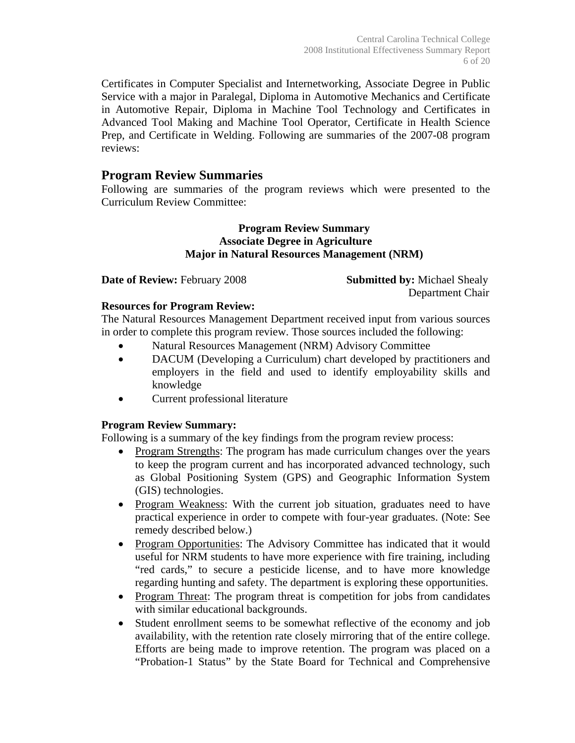Certificates in Computer Specialist and Internetworking, Associate Degree in Public Service with a major in Paralegal, Diploma in Automotive Mechanics and Certificate in Automotive Repair, Diploma in Machine Tool Technology and Certificates in Advanced Tool Making and Machine Tool Operator, Certificate in Health Science Prep, and Certificate in Welding. Following are summaries of the 2007-08 program reviews:

## Program Review Summaries

Following are summaries of the program reviews which were presented to the Curriculum Review Committee:

### Program Review Summary
### Associate Degree in Agriculture
### Major in Natural Resources Management (NRM)

**Date of Review:** February 2008

**Submitted by:** Michael Shealy
Department Chair

**Resources for Program Review:**

The Natural Resources Management Department received input from various sources in order to complete this program review. Those sources included the following:

- Natural Resources Management (NRM) Advisory Committee
- DACUM (Developing a Curriculum) chart developed by practitioners and employers in the field and used to identify employability skills and knowledge
- Current professional literature

**Program Review Summary:**

Following is a summary of the key findings from the program review process:

- Program Strengths: The program has made curriculum changes over the years to keep the program current and has incorporated advanced technology, such as Global Positioning System (GPS) and Geographic Information System (GIS) technologies.
- Program Weakness: With the current job situation, graduates need to have practical experience in order to compete with four-year graduates. (Note: See remedy described below.)
- Program Opportunities: The Advisory Committee has indicated that it would useful for NRM students to have more experience with fire training, including "red cards," to secure a pesticide license, and to have more knowledge regarding hunting and safety. The department is exploring these opportunities.
- Program Threat: The program threat is competition for jobs from candidates with similar educational backgrounds.
- Student enrollment seems to be somewhat reflective of the economy and job availability, with the retention rate closely mirroring that of the entire college. Efforts are being made to improve retention. The program was placed on a "Probation-1 Status" by the State Board for Technical and Comprehensive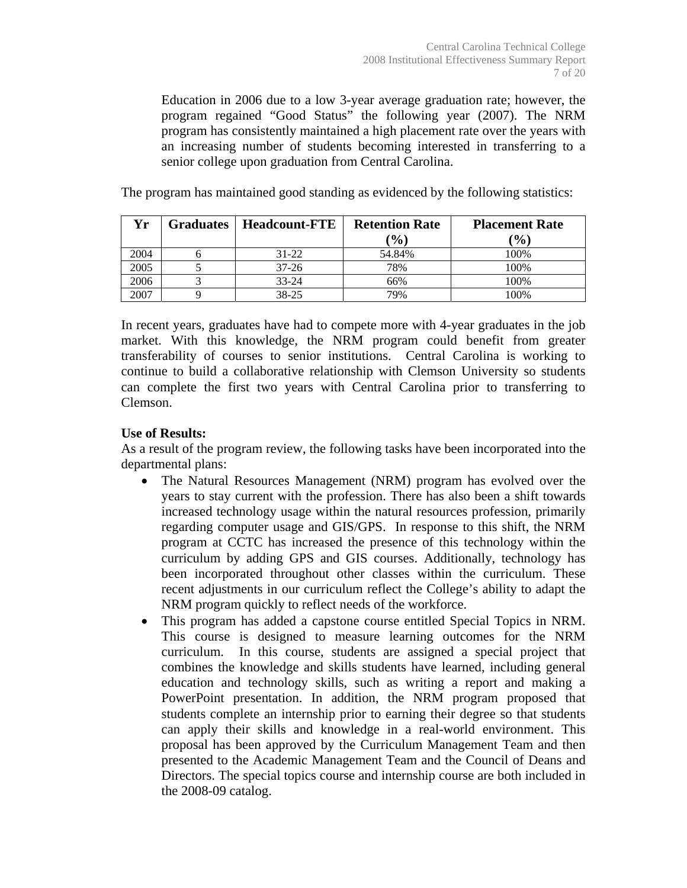Education in 2006 due to a low 3-year average graduation rate; however, the program regained "Good Status" the following year (2007). The NRM program has consistently maintained a high placement rate over the years with an increasing number of students becoming interested in transferring to a senior college upon graduation from Central Carolina.

The program has maintained good standing as evidenced by the following statistics:

| Yr | Graduates | Headcount-FTE | Retention Rate (%) | Placement Rate (%) |
|---|---|---|---|---|
| 2004 | 6 | 31-22 | 54.84% | 100% |
| 2005 | 5 | 37-26 | 78% | 100% |
| 2006 | 3 | 33-24 | 66% | 100% |
| 2007 | 9 | 38-25 | 79% | 100% |

In recent years, graduates have had to compete more with 4-year graduates in the job market. With this knowledge, the NRM program could benefit from greater transferability of courses to senior institutions. Central Carolina is working to continue to build a collaborative relationship with Clemson University so students can complete the first two years with Central Carolina prior to transferring to Clemson.

**Use of Results:**

As a result of the program review, the following tasks have been incorporated into the departmental plans:

- The Natural Resources Management (NRM) program has evolved over the years to stay current with the profession. There has also been a shift towards increased technology usage within the natural resources profession, primarily regarding computer usage and GIS/GPS. In response to this shift, the NRM program at CCTC has increased the presence of this technology within the curriculum by adding GPS and GIS courses. Additionally, technology has been incorporated throughout other classes within the curriculum. These recent adjustments in our curriculum reflect the College's ability to adapt the NRM program quickly to reflect needs of the workforce.
- This program has added a capstone course entitled Special Topics in NRM. This course is designed to measure learning outcomes for the NRM curriculum. In this course, students are assigned a special project that combines the knowledge and skills students have learned, including general education and technology skills, such as writing a report and making a PowerPoint presentation. In addition, the NRM program proposed that students complete an internship prior to earning their degree so that students can apply their skills and knowledge in a real-world environment. This proposal has been approved by the Curriculum Management Team and then presented to the Academic Management Team and the Council of Deans and Directors. The special topics course and internship course are both included in the 2008-09 catalog.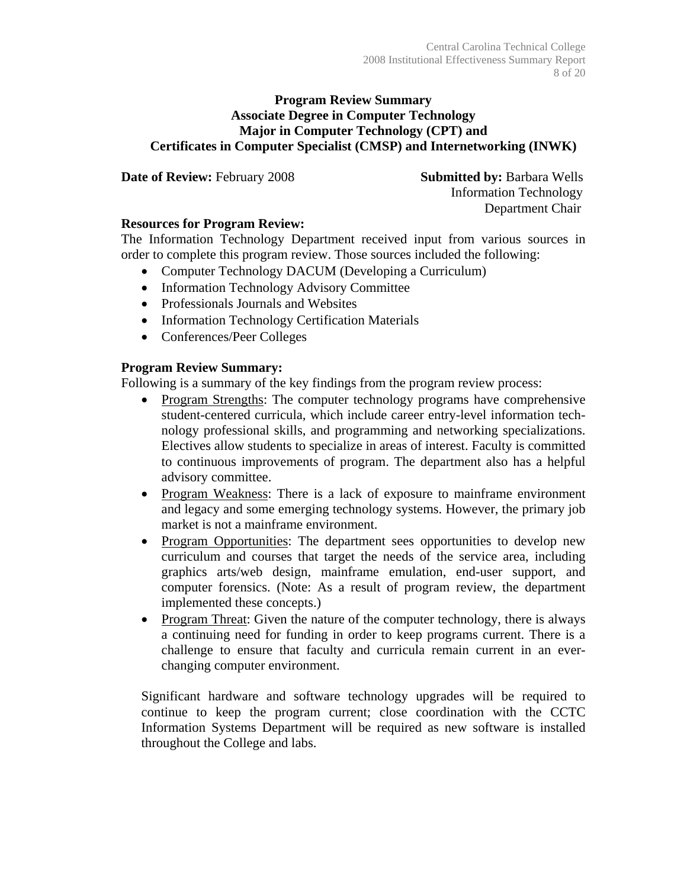## Program Review Summary
## Associate Degree in Computer Technology
## Major in Computer Technology (CPT) and
## Certificates in Computer Specialist (CMSP) and Internetworking (INWK)

**Date of Review:** February 2008

**Submitted by:** Barbara Wells
Information Technology
Department Chair

**Resources for Program Review:**

The Information Technology Department received input from various sources in order to complete this program review. Those sources included the following:

- Computer Technology DACUM (Developing a Curriculum)
- Information Technology Advisory Committee
- Professionals Journals and Websites
- Information Technology Certification Materials
- Conferences/Peer Colleges

**Program Review Summary:**

Following is a summary of the key findings from the program review process:

- Program Strengths: The computer technology programs have comprehensive student-centered curricula, which include career entry-level information technology professional skills, and programming and networking specializations. Electives allow students to specialize in areas of interest. Faculty is committed to continuous improvements of program. The department also has a helpful advisory committee.
- Program Weakness: There is a lack of exposure to mainframe environment and legacy and some emerging technology systems. However, the primary job market is not a mainframe environment.
- Program Opportunities: The department sees opportunities to develop new curriculum and courses that target the needs of the service area, including graphics arts/web design, mainframe emulation, end-user support, and computer forensics. (Note: As a result of program review, the department implemented these concepts.)
- Program Threat: Given the nature of the computer technology, there is always a continuing need for funding in order to keep programs current. There is a challenge to ensure that faculty and curricula remain current in an ever-changing computer environment.

Significant hardware and software technology upgrades will be required to continue to keep the program current; close coordination with the CCTC Information Systems Department will be required as new software is installed throughout the College and labs.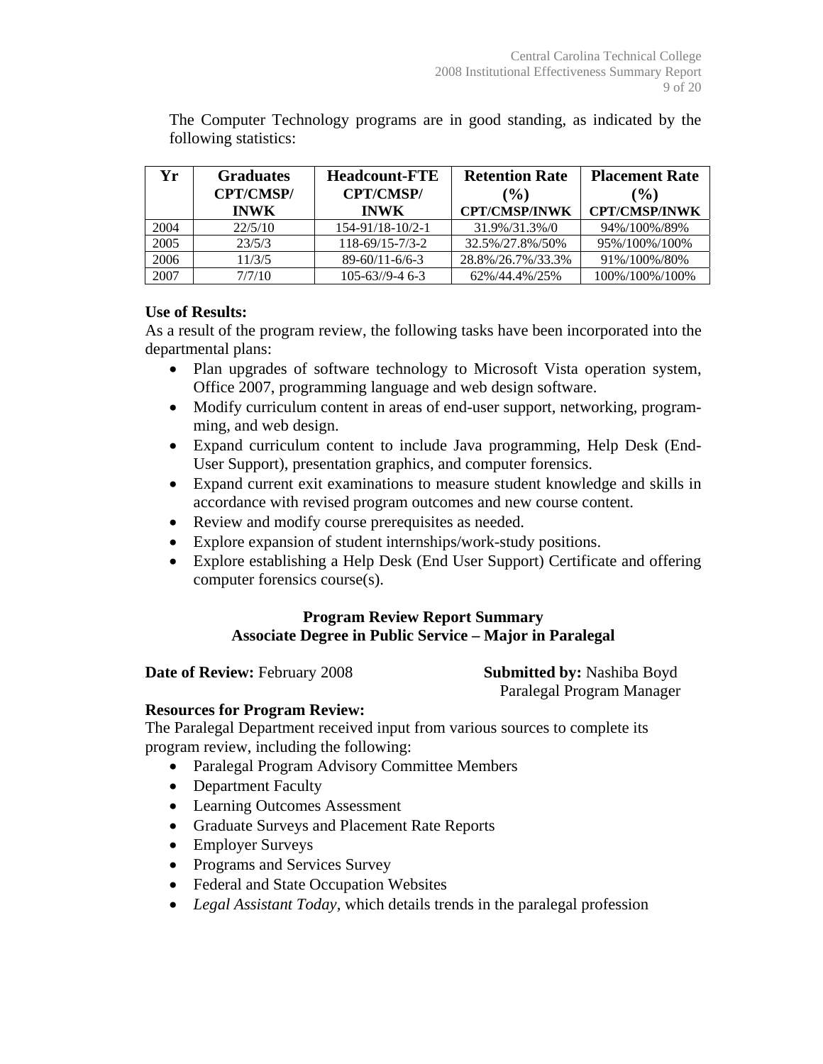The Computer Technology programs are in good standing, as indicated by the following statistics:

| Yr | Graduates CPT/CMSP/ INWK | Headcount-FTE CPT/CMSP/ INWK | Retention Rate (%) CPT/CMSP/INWK | Placement Rate (%) CPT/CMSP/INWK |
|---|---|---|---|---|
| 2004 | 22/5/10 | 154-91/18-10/2-1 | 31.9%/31.3%/0 | 94%/100%/89% |
| 2005 | 23/5/3 | 118-69/15-7/3-2 | 32.5%/27.8%/50% | 95%/100%/100% |
| 2006 | 11/3/5 | 89-60/11-6/6-3 | 28.8%/26.7%/33.3% | 91%/100%/80% |
| 2007 | 7/7/10 | 105-63//9-4 6-3 | 62%/44.4%/25% | 100%/100%/100% |

**Use of Results:**

As a result of the program review, the following tasks have been incorporated into the departmental plans:

- Plan upgrades of software technology to Microsoft Vista operation system, Office 2007, programming language and web design software.
- Modify curriculum content in areas of end-user support, networking, programming, and web design.
- Expand curriculum content to include Java programming, Help Desk (End-User Support), presentation graphics, and computer forensics.
- Expand current exit examinations to measure student knowledge and skills in accordance with revised program outcomes and new course content.
- Review and modify course prerequisites as needed.
- Explore expansion of student internships/work-study positions.
- Explore establishing a Help Desk (End User Support) Certificate and offering computer forensics course(s).

## Program Review Report Summary
## Associate Degree in Public Service – Major in Paralegal

**Date of Review:** February 2008

**Submitted by:** Nashiba Boyd
Paralegal Program Manager

**Resources for Program Review:**

The Paralegal Department received input from various sources to complete its program review, including the following:

- Paralegal Program Advisory Committee Members
- Department Faculty
- Learning Outcomes Assessment
- Graduate Surveys and Placement Rate Reports
- Employer Surveys
- Programs and Services Survey
- Federal and State Occupation Websites
- *Legal Assistant Today*, which details trends in the paralegal profession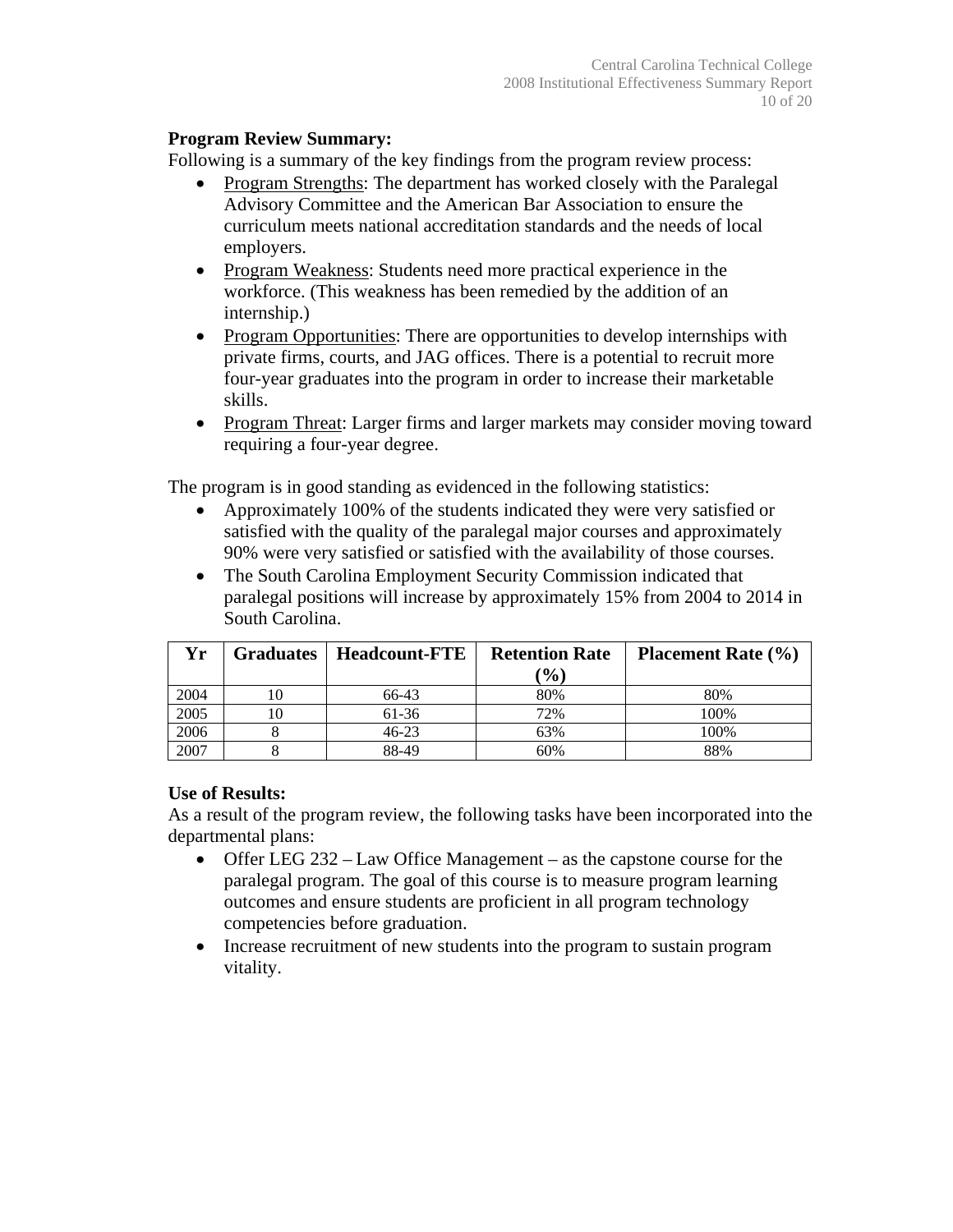**Program Review Summary:**

Following is a summary of the key findings from the program review process:

- Program Strengths: The department has worked closely with the Paralegal Advisory Committee and the American Bar Association to ensure the curriculum meets national accreditation standards and the needs of local employers.
- Program Weakness: Students need more practical experience in the workforce. (This weakness has been remedied by the addition of an internship.)
- Program Opportunities: There are opportunities to develop internships with private firms, courts, and JAG offices. There is a potential to recruit more four-year graduates into the program in order to increase their marketable skills.
- Program Threat: Larger firms and larger markets may consider moving toward requiring a four-year degree.

The program is in good standing as evidenced in the following statistics:

- Approximately 100% of the students indicated they were very satisfied or satisfied with the quality of the paralegal major courses and approximately 90% were very satisfied or satisfied with the availability of those courses.
- The South Carolina Employment Security Commission indicated that paralegal positions will increase by approximately 15% from 2004 to 2014 in South Carolina.

| Yr | Graduates | Headcount-FTE | Retention Rate (%) | Placement Rate (%) |
|---|---|---|---|---|
| 2004 | 10 | 66-43 | 80% | 80% |
| 2005 | 10 | 61-36 | 72% | 100% |
| 2006 | 8 | 46-23 | 63% | 100% |
| 2007 | 8 | 88-49 | 60% | 88% |

**Use of Results:**

As a result of the program review, the following tasks have been incorporated into the departmental plans:

- Offer LEG 232 – Law Office Management – as the capstone course for the paralegal program. The goal of this course is to measure program learning outcomes and ensure students are proficient in all program technology competencies before graduation.
- Increase recruitment of new students into the program to sustain program vitality.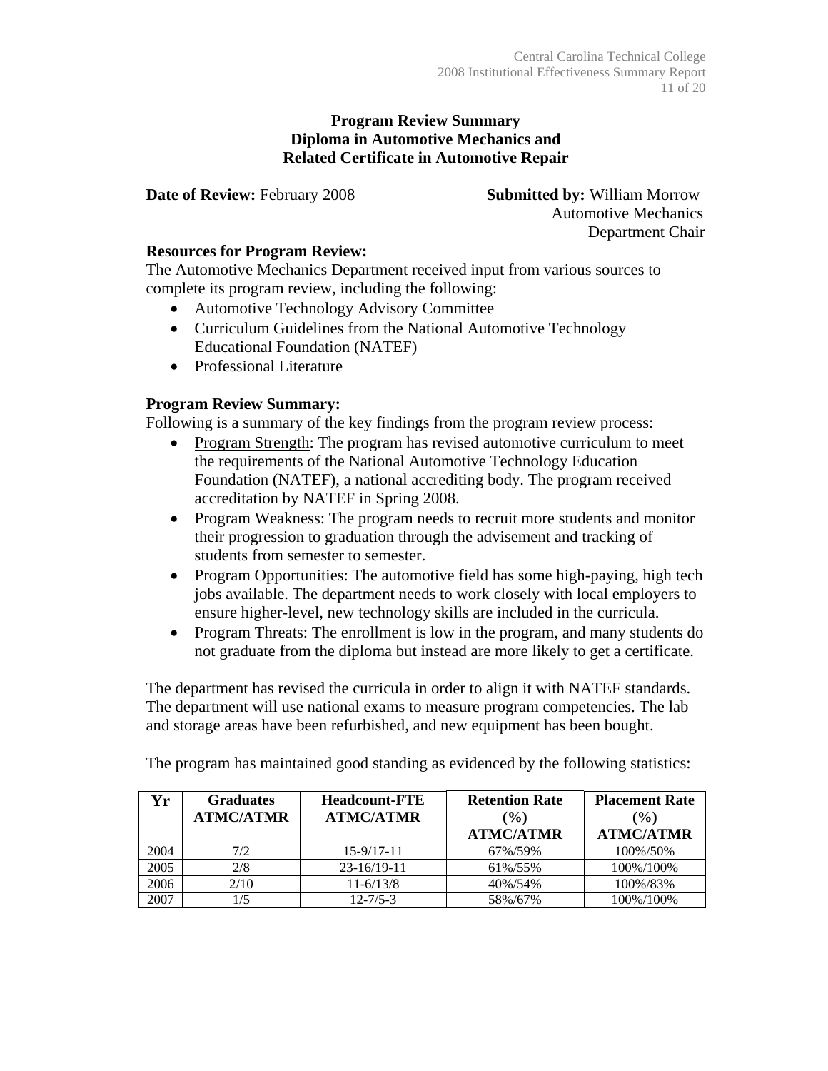## Program Review Summary
## Diploma in Automotive Mechanics and Related Certificate in Automotive Repair

**Date of Review:** February 2008

**Submitted by:** William Morrow
Automotive Mechanics
Department Chair

**Resources for Program Review:**

The Automotive Mechanics Department received input from various sources to complete its program review, including the following:

- Automotive Technology Advisory Committee
- Curriculum Guidelines from the National Automotive Technology Educational Foundation (NATEF)
- Professional Literature

**Program Review Summary:**

Following is a summary of the key findings from the program review process:

- Program Strength: The program has revised automotive curriculum to meet the requirements of the National Automotive Technology Education Foundation (NATEF), a national accrediting body. The program received accreditation by NATEF in Spring 2008.
- Program Weakness: The program needs to recruit more students and monitor their progression to graduation through the advisement and tracking of students from semester to semester.
- Program Opportunities: The automotive field has some high-paying, high tech jobs available. The department needs to work closely with local employers to ensure higher-level, new technology skills are included in the curricula.
- Program Threats: The enrollment is low in the program, and many students do not graduate from the diploma but instead are more likely to get a certificate.

The department has revised the curricula in order to align it with NATEF standards. The department will use national exams to measure program competencies. The lab and storage areas have been refurbished, and new equipment has been bought.

The program has maintained good standing as evidenced by the following statistics:

| Yr | Graduates ATMC/ATMR | Headcount-FTE ATMC/ATMR | Retention Rate (%) ATMC/ATMR | Placement Rate (%) ATMC/ATMR |
|---|---|---|---|---|
| 2004 | 7/2 | 15-9/17-11 | 67%/59% | 100%/50% |
| 2005 | 2/8 | 23-16/19-11 | 61%/55% | 100%/100% |
| 2006 | 2/10 | 11-6/13/8 | 40%/54% | 100%/83% |
| 2007 | 1/5 | 12-7/5-3 | 58%/67% | 100%/100% |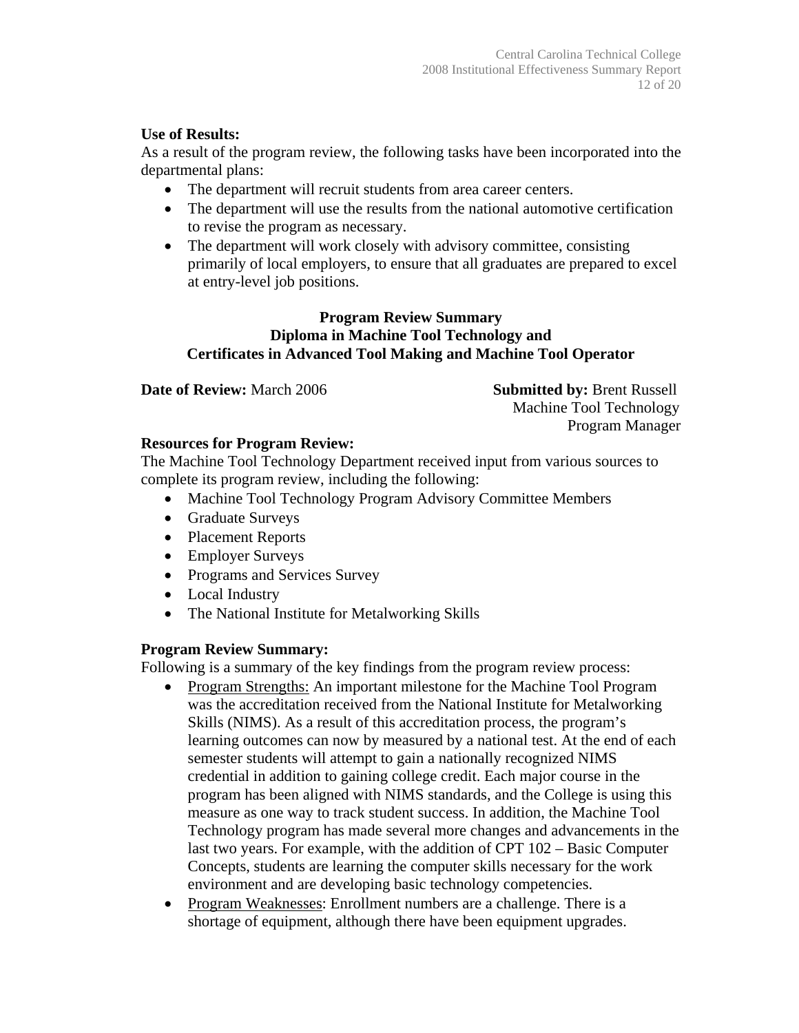**Use of Results:**

As a result of the program review, the following tasks have been incorporated into the departmental plans:

- The department will recruit students from area career centers.
- The department will use the results from the national automotive certification to revise the program as necessary.
- The department will work closely with advisory committee, consisting primarily of local employers, to ensure that all graduates are prepared to excel at entry-level job positions.

## Program Review Summary
## Diploma in Machine Tool Technology and
## Certificates in Advanced Tool Making and Machine Tool Operator

**Date of Review:** March 2006

**Submitted by:** Brent Russell
Machine Tool Technology
Program Manager

**Resources for Program Review:**

The Machine Tool Technology Department received input from various sources to complete its program review, including the following:

- Machine Tool Technology Program Advisory Committee Members
- Graduate Surveys
- Placement Reports
- Employer Surveys
- Programs and Services Survey
- Local Industry
- The National Institute for Metalworking Skills

**Program Review Summary:**

Following is a summary of the key findings from the program review process:

- Program Strengths: An important milestone for the Machine Tool Program was the accreditation received from the National Institute for Metalworking Skills (NIMS). As a result of this accreditation process, the program's learning outcomes can now by measured by a national test. At the end of each semester students will attempt to gain a nationally recognized NIMS credential in addition to gaining college credit. Each major course in the program has been aligned with NIMS standards, and the College is using this measure as one way to track student success. In addition, the Machine Tool Technology program has made several more changes and advancements in the last two years. For example, with the addition of CPT 102 – Basic Computer Concepts, students are learning the computer skills necessary for the work environment and are developing basic technology competencies.
- Program Weaknesses: Enrollment numbers are a challenge. There is a shortage of equipment, although there have been equipment upgrades.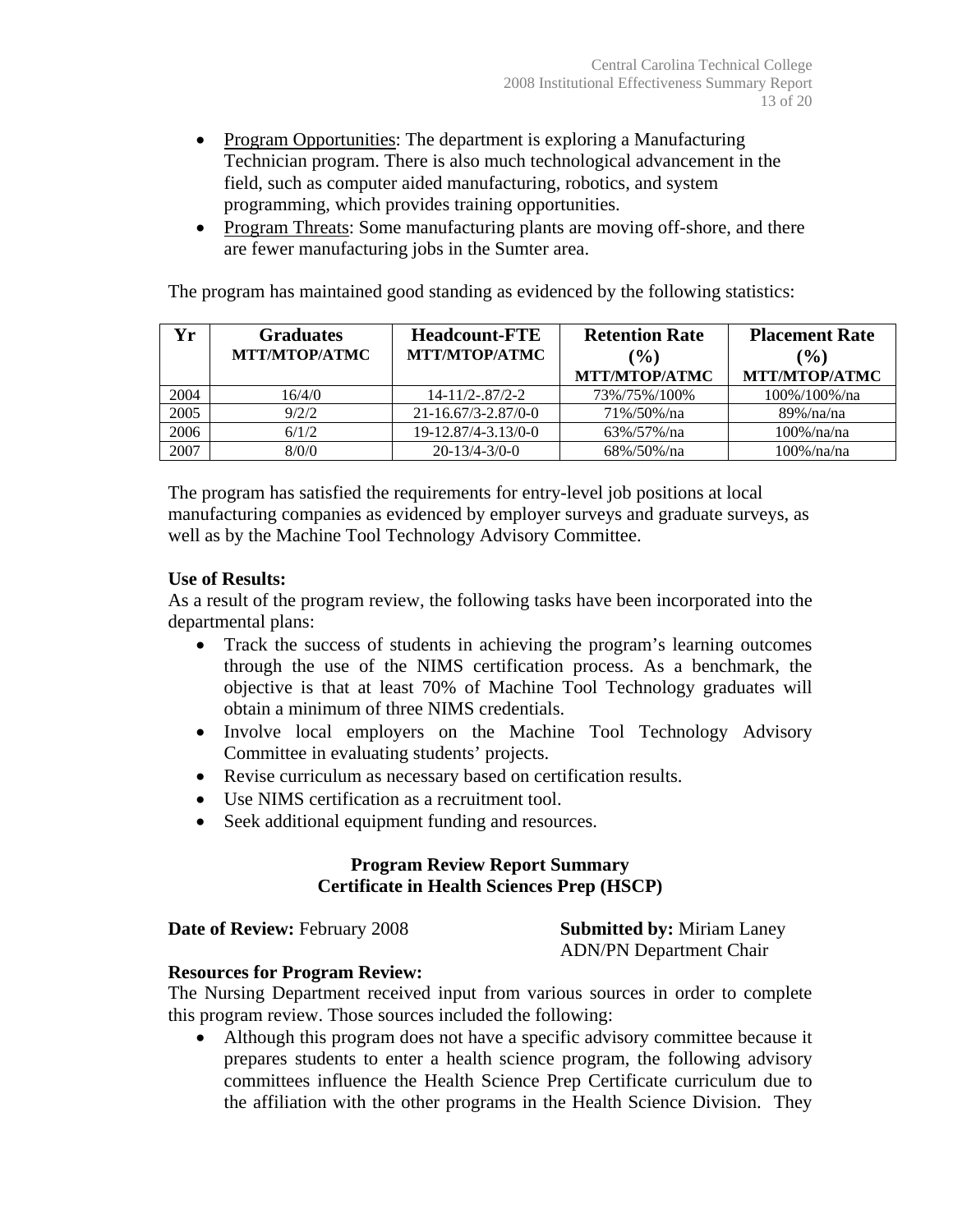- Program Opportunities: The department is exploring a Manufacturing Technician program. There is also much technological advancement in the field, such as computer aided manufacturing, robotics, and system programming, which provides training opportunities.
- Program Threats: Some manufacturing plants are moving off-shore, and there are fewer manufacturing jobs in the Sumter area.

The program has maintained good standing as evidenced by the following statistics:

| Yr | Graduates MTT/MTOP/ATMC | Headcount-FTE MTT/MTOP/ATMC | Retention Rate (%) MTT/MTOP/ATMC | Placement Rate (%) MTT/MTOP/ATMC |
|---|---|---|---|---|
| 2004 | 16/4/0 | 14-11/2-.87/2-2 | 73%/75%/100% | 100%/100%/na |
| 2005 | 9/2/2 | 21-16.67/3-2.87/0-0 | 71%/50%/na | 89%/na/na |
| 2006 | 6/1/2 | 19-12.87/4-3.13/0-0 | 63%/57%/na | 100%/na/na |
| 2007 | 8/0/0 | 20-13/4-3/0-0 | 68%/50%/na | 100%/na/na |

The program has satisfied the requirements for entry-level job positions at local manufacturing companies as evidenced by employer surveys and graduate surveys, as well as by the Machine Tool Technology Advisory Committee.

**Use of Results:**
As a result of the program review, the following tasks have been incorporated into the departmental plans:

- Track the success of students in achieving the program's learning outcomes through the use of the NIMS certification process. As a benchmark, the objective is that at least 70% of Machine Tool Technology graduates will obtain a minimum of three NIMS credentials.
- Involve local employers on the Machine Tool Technology Advisory Committee in evaluating students' projects.
- Revise curriculum as necessary based on certification results.
- Use NIMS certification as a recruitment tool.
- Seek additional equipment funding and resources.

## Program Review Report Summary
## Certificate in Health Sciences Prep (HSCP)

**Date of Review:** February 2008

**Submitted by:** Miriam Laney
ADN/PN Department Chair

**Resources for Program Review:**
The Nursing Department received input from various sources in order to complete this program review. Those sources included the following:

- Although this program does not have a specific advisory committee because it prepares students to enter a health science program, the following advisory committees influence the Health Science Prep Certificate curriculum due to the affiliation with the other programs in the Health Science Division. They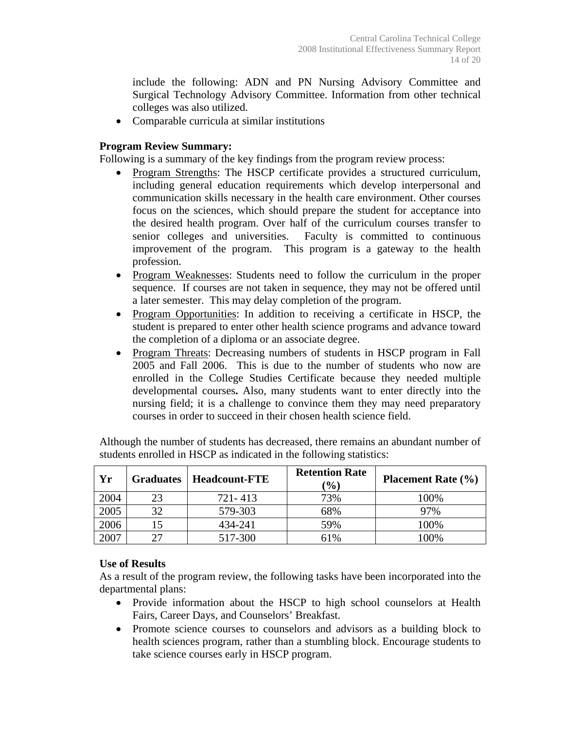include the following: ADN and PN Nursing Advisory Committee and Surgical Technology Advisory Committee. Information from other technical colleges was also utilized.

- Comparable curricula at similar institutions

**Program Review Summary:**

Following is a summary of the key findings from the program review process:

- Program Strengths: The HSCP certificate provides a structured curriculum, including general education requirements which develop interpersonal and communication skills necessary in the health care environment. Other courses focus on the sciences, which should prepare the student for acceptance into the desired health program. Over half of the curriculum courses transfer to senior colleges and universities. Faculty is committed to continuous improvement of the program. This program is a gateway to the health profession.
- Program Weaknesses: Students need to follow the curriculum in the proper sequence. If courses are not taken in sequence, they may not be offered until a later semester. This may delay completion of the program.
- Program Opportunities: In addition to receiving a certificate in HSCP, the student is prepared to enter other health science programs and advance toward the completion of a diploma or an associate degree.
- Program Threats: Decreasing numbers of students in HSCP program in Fall 2005 and Fall 2006. This is due to the number of students who now are enrolled in the College Studies Certificate because they needed multiple developmental courses**.** Also, many students want to enter directly into the nursing field; it is a challenge to convince them they may need preparatory courses in order to succeed in their chosen health science field.

Although the number of students has decreased, there remains an abundant number of students enrolled in HSCP as indicated in the following statistics:

| Yr | Graduates | Headcount-FTE | Retention Rate (%) | Placement Rate (%) |
|---|---|---|---|---|
| 2004 | 23 | 721- 413 | 73% | 100% |
| 2005 | 32 | 579-303 | 68% | 97% |
| 2006 | 15 | 434-241 | 59% | 100% |
| 2007 | 27 | 517-300 | 61% | 100% |

**Use of Results**

As a result of the program review, the following tasks have been incorporated into the departmental plans:

- Provide information about the HSCP to high school counselors at Health Fairs, Career Days, and Counselors' Breakfast.
- Promote science courses to counselors and advisors as a building block to health sciences program, rather than a stumbling block. Encourage students to take science courses early in HSCP program.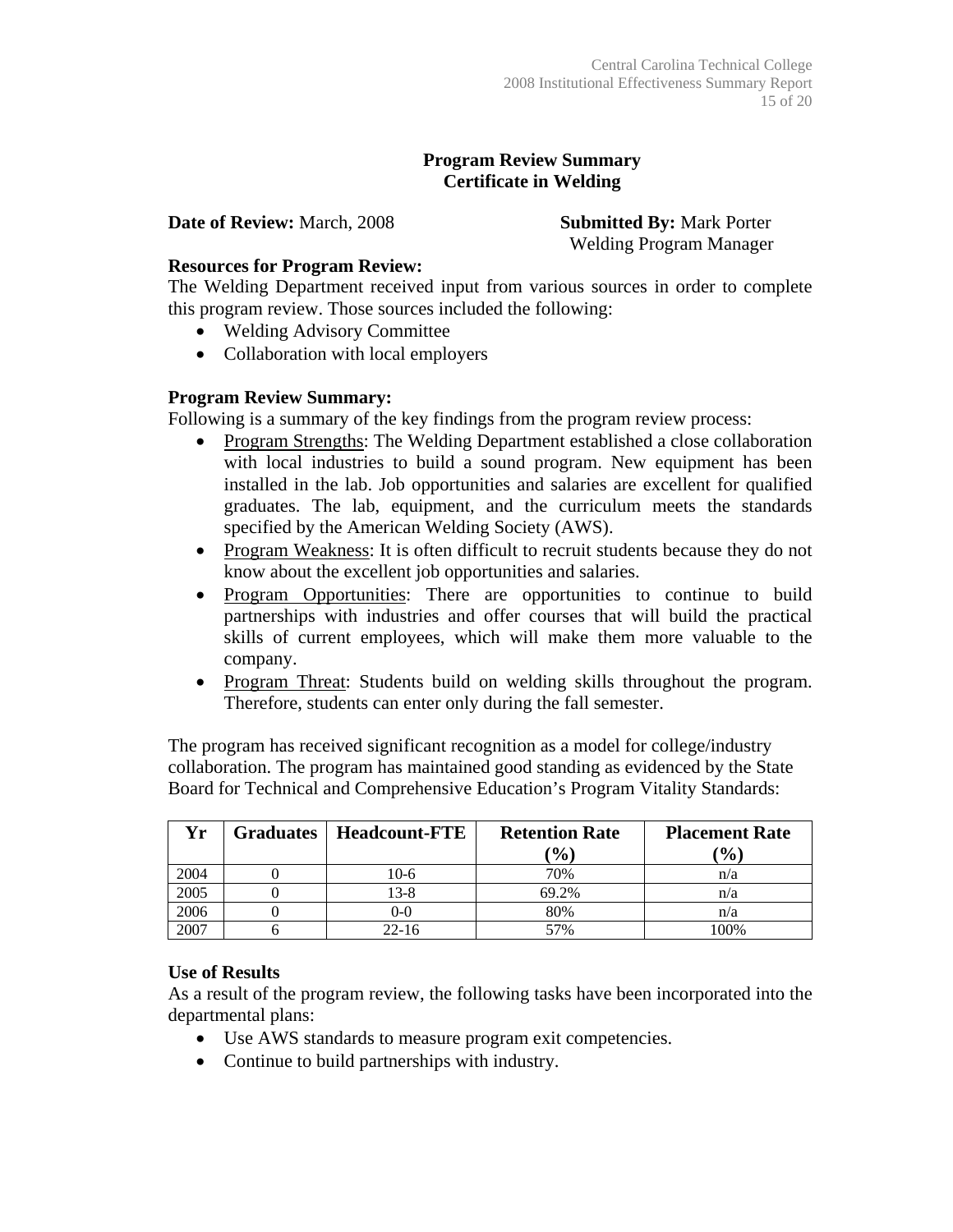# Program Review Summary
## Certificate in Welding

**Date of Review:** March, 2008

**Submitted By:** Mark Porter
Welding Program Manager

**Resources for Program Review:**

The Welding Department received input from various sources in order to complete this program review. Those sources included the following:

- Welding Advisory Committee
- Collaboration with local employers

**Program Review Summary:**

Following is a summary of the key findings from the program review process:

- Program Strengths: The Welding Department established a close collaboration with local industries to build a sound program. New equipment has been installed in the lab. Job opportunities and salaries are excellent for qualified graduates. The lab, equipment, and the curriculum meets the standards specified by the American Welding Society (AWS).
- Program Weakness: It is often difficult to recruit students because they do not know about the excellent job opportunities and salaries.
- Program Opportunities: There are opportunities to continue to build partnerships with industries and offer courses that will build the practical skills of current employees, which will make them more valuable to the company.
- Program Threat: Students build on welding skills throughout the program. Therefore, students can enter only during the fall semester.

The program has received significant recognition as a model for college/industry collaboration. The program has maintained good standing as evidenced by the State Board for Technical and Comprehensive Education's Program Vitality Standards:

| Yr | Graduates | Headcount-FTE | Retention Rate (%) | Placement Rate (%) |
|---|---|---|---|---|
| 2004 | 0 | 10-6 | 70% | n/a |
| 2005 | 0 | 13-8 | 69.2% | n/a |
| 2006 | 0 | 0-0 | 80% | n/a |
| 2007 | 6 | 22-16 | 57% | 100% |

**Use of Results**

As a result of the program review, the following tasks have been incorporated into the departmental plans:

- Use AWS standards to measure program exit competencies.
- Continue to build partnerships with industry.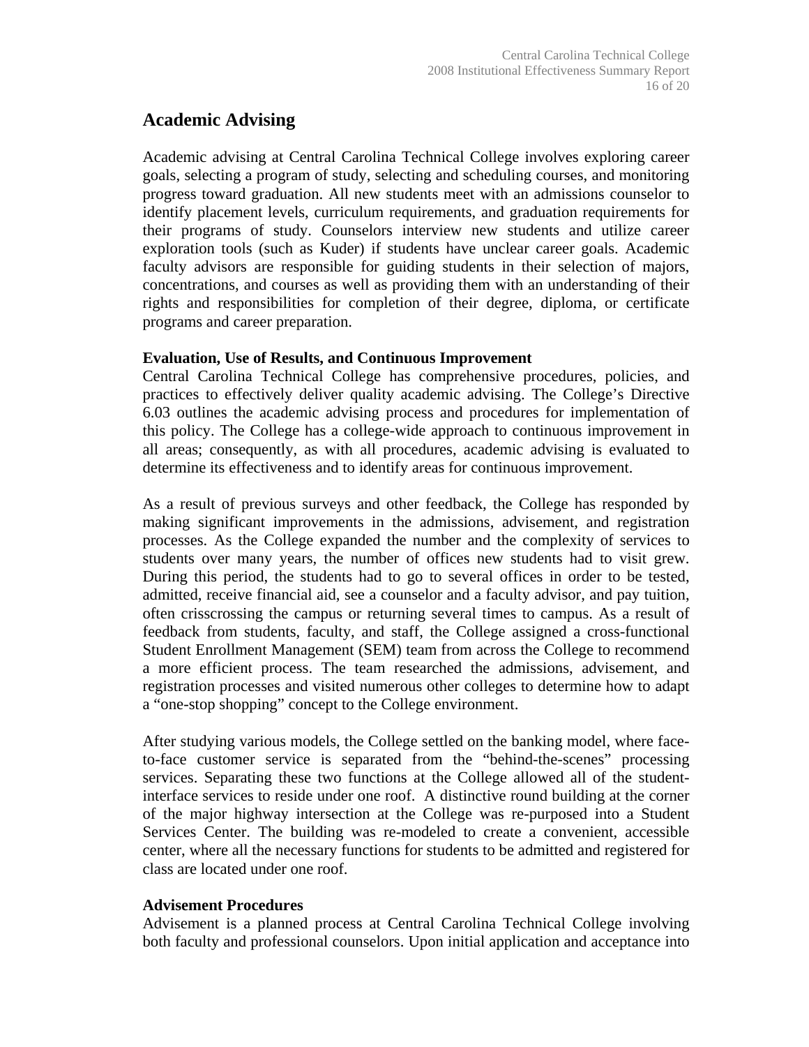## Academic Advising

Academic advising at Central Carolina Technical College involves exploring career goals, selecting a program of study, selecting and scheduling courses, and monitoring progress toward graduation. All new students meet with an admissions counselor to identify placement levels, curriculum requirements, and graduation requirements for their programs of study. Counselors interview new students and utilize career exploration tools (such as Kuder) if students have unclear career goals. Academic faculty advisors are responsible for guiding students in their selection of majors, concentrations, and courses as well as providing them with an understanding of their rights and responsibilities for completion of their degree, diploma, or certificate programs and career preparation.

**Evaluation, Use of Results, and Continuous Improvement**

Central Carolina Technical College has comprehensive procedures, policies, and practices to effectively deliver quality academic advising. The College's Directive 6.03 outlines the academic advising process and procedures for implementation of this policy. The College has a college-wide approach to continuous improvement in all areas; consequently, as with all procedures, academic advising is evaluated to determine its effectiveness and to identify areas for continuous improvement.

As a result of previous surveys and other feedback, the College has responded by making significant improvements in the admissions, advisement, and registration processes. As the College expanded the number and the complexity of services to students over many years, the number of offices new students had to visit grew. During this period, the students had to go to several offices in order to be tested, admitted, receive financial aid, see a counselor and a faculty advisor, and pay tuition, often crisscrossing the campus or returning several times to campus. As a result of feedback from students, faculty, and staff, the College assigned a cross-functional Student Enrollment Management (SEM) team from across the College to recommend a more efficient process. The team researched the admissions, advisement, and registration processes and visited numerous other colleges to determine how to adapt a "one-stop shopping" concept to the College environment.

After studying various models, the College settled on the banking model, where face-to-face customer service is separated from the "behind-the-scenes" processing services. Separating these two functions at the College allowed all of the student-interface services to reside under one roof. A distinctive round building at the corner of the major highway intersection at the College was re-purposed into a Student Services Center. The building was re-modeled to create a convenient, accessible center, where all the necessary functions for students to be admitted and registered for class are located under one roof.

**Advisement Procedures**

Advisement is a planned process at Central Carolina Technical College involving both faculty and professional counselors. Upon initial application and acceptance into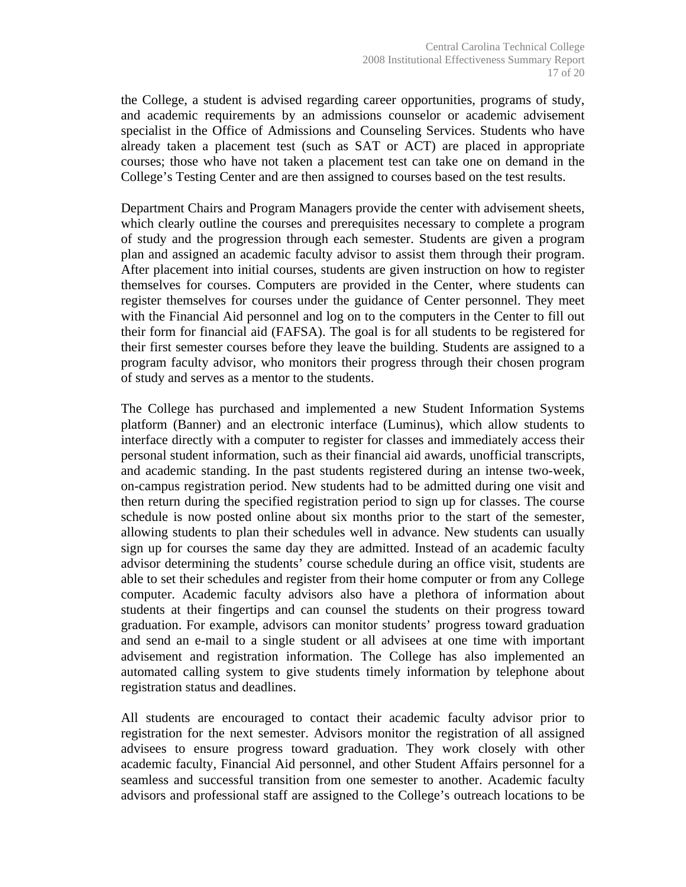the College, a student is advised regarding career opportunities, programs of study, and academic requirements by an admissions counselor or academic advisement specialist in the Office of Admissions and Counseling Services. Students who have already taken a placement test (such as SAT or ACT) are placed in appropriate courses; those who have not taken a placement test can take one on demand in the College's Testing Center and are then assigned to courses based on the test results.

Department Chairs and Program Managers provide the center with advisement sheets, which clearly outline the courses and prerequisites necessary to complete a program of study and the progression through each semester. Students are given a program plan and assigned an academic faculty advisor to assist them through their program. After placement into initial courses, students are given instruction on how to register themselves for courses. Computers are provided in the Center, where students can register themselves for courses under the guidance of Center personnel. They meet with the Financial Aid personnel and log on to the computers in the Center to fill out their form for financial aid (FAFSA). The goal is for all students to be registered for their first semester courses before they leave the building. Students are assigned to a program faculty advisor, who monitors their progress through their chosen program of study and serves as a mentor to the students.

The College has purchased and implemented a new Student Information Systems platform (Banner) and an electronic interface (Luminus), which allow students to interface directly with a computer to register for classes and immediately access their personal student information, such as their financial aid awards, unofficial transcripts, and academic standing. In the past students registered during an intense two-week, on-campus registration period. New students had to be admitted during one visit and then return during the specified registration period to sign up for classes. The course schedule is now posted online about six months prior to the start of the semester, allowing students to plan their schedules well in advance. New students can usually sign up for courses the same day they are admitted. Instead of an academic faculty advisor determining the students' course schedule during an office visit, students are able to set their schedules and register from their home computer or from any College computer. Academic faculty advisors also have a plethora of information about students at their fingertips and can counsel the students on their progress toward graduation. For example, advisors can monitor students' progress toward graduation and send an e-mail to a single student or all advisees at one time with important advisement and registration information. The College has also implemented an automated calling system to give students timely information by telephone about registration status and deadlines.

All students are encouraged to contact their academic faculty advisor prior to registration for the next semester. Advisors monitor the registration of all assigned advisees to ensure progress toward graduation. They work closely with other academic faculty, Financial Aid personnel, and other Student Affairs personnel for a seamless and successful transition from one semester to another. Academic faculty advisors and professional staff are assigned to the College's outreach locations to be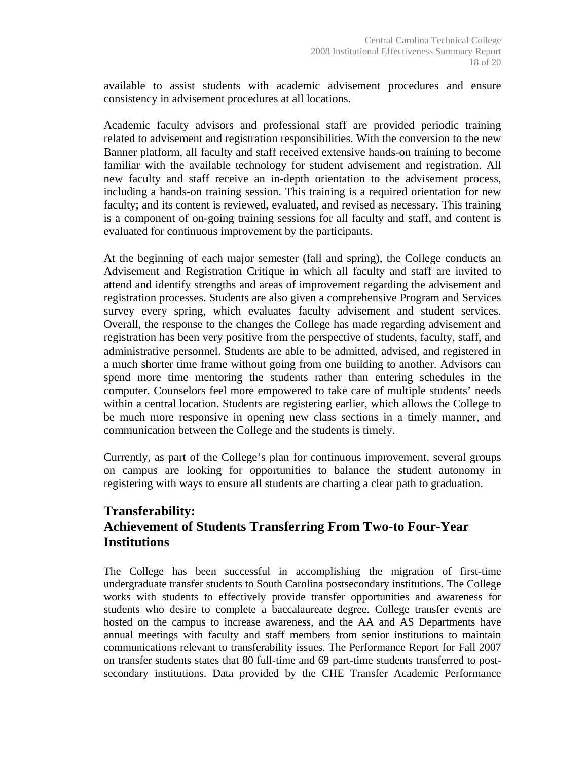available to assist students with academic advisement procedures and ensure consistency in advisement procedures at all locations.

Academic faculty advisors and professional staff are provided periodic training related to advisement and registration responsibilities. With the conversion to the new Banner platform, all faculty and staff received extensive hands-on training to become familiar with the available technology for student advisement and registration. All new faculty and staff receive an in-depth orientation to the advisement process, including a hands-on training session. This training is a required orientation for new faculty; and its content is reviewed, evaluated, and revised as necessary. This training is a component of on-going training sessions for all faculty and staff, and content is evaluated for continuous improvement by the participants.

At the beginning of each major semester (fall and spring), the College conducts an Advisement and Registration Critique in which all faculty and staff are invited to attend and identify strengths and areas of improvement regarding the advisement and registration processes. Students are also given a comprehensive Program and Services survey every spring, which evaluates faculty advisement and student services. Overall, the response to the changes the College has made regarding advisement and registration has been very positive from the perspective of students, faculty, staff, and administrative personnel. Students are able to be admitted, advised, and registered in a much shorter time frame without going from one building to another. Advisors can spend more time mentoring the students rather than entering schedules in the computer. Counselors feel more empowered to take care of multiple students' needs within a central location. Students are registering earlier, which allows the College to be much more responsive in opening new class sections in a timely manner, and communication between the College and the students is timely.

Currently, as part of the College's plan for continuous improvement, several groups on campus are looking for opportunities to balance the student autonomy in registering with ways to ensure all students are charting a clear path to graduation.

## Transferability:
## Achievement of Students Transferring From Two-to Four-Year Institutions

The College has been successful in accomplishing the migration of first-time undergraduate transfer students to South Carolina postsecondary institutions. The College works with students to effectively provide transfer opportunities and awareness for students who desire to complete a baccalaureate degree. College transfer events are hosted on the campus to increase awareness, and the AA and AS Departments have annual meetings with faculty and staff members from senior institutions to maintain communications relevant to transferability issues. The Performance Report for Fall 2007 on transfer students states that 80 full-time and 69 part-time students transferred to post-secondary institutions. Data provided by the CHE Transfer Academic Performance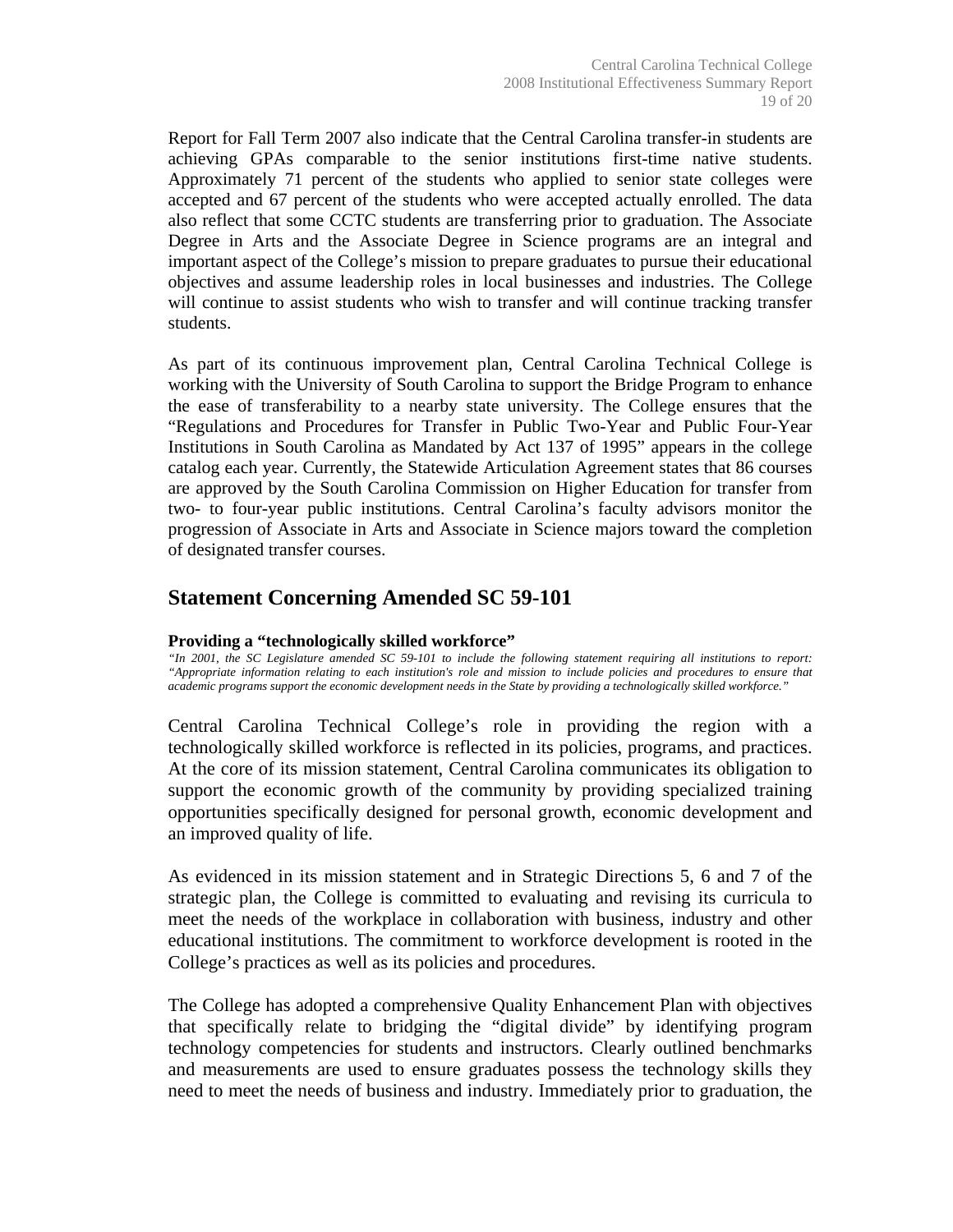Report for Fall Term 2007 also indicate that the Central Carolina transfer-in students are achieving GPAs comparable to the senior institutions first-time native students. Approximately 71 percent of the students who applied to senior state colleges were accepted and 67 percent of the students who were accepted actually enrolled. The data also reflect that some CCTC students are transferring prior to graduation. The Associate Degree in Arts and the Associate Degree in Science programs are an integral and important aspect of the College's mission to prepare graduates to pursue their educational objectives and assume leadership roles in local businesses and industries. The College will continue to assist students who wish to transfer and will continue tracking transfer students.

As part of its continuous improvement plan, Central Carolina Technical College is working with the University of South Carolina to support the Bridge Program to enhance the ease of transferability to a nearby state university. The College ensures that the "Regulations and Procedures for Transfer in Public Two-Year and Public Four-Year Institutions in South Carolina as Mandated by Act 137 of 1995" appears in the college catalog each year. Currently, the Statewide Articulation Agreement states that 86 courses are approved by the South Carolina Commission on Higher Education for transfer from two- to four-year public institutions. Central Carolina's faculty advisors monitor the progression of Associate in Arts and Associate in Science majors toward the completion of designated transfer courses.

## Statement Concerning Amended SC 59-101

**Providing a "technologically skilled workforce"**

*"In 2001, the SC Legislature amended SC 59-101 to include the following statement requiring all institutions to report: "Appropriate information relating to each institution's role and mission to include policies and procedures to ensure that academic programs support the economic development needs in the State by providing a technologically skilled workforce."*

Central Carolina Technical College's role in providing the region with a technologically skilled workforce is reflected in its policies, programs, and practices. At the core of its mission statement, Central Carolina communicates its obligation to support the economic growth of the community by providing specialized training opportunities specifically designed for personal growth, economic development and an improved quality of life.

As evidenced in its mission statement and in Strategic Directions 5, 6 and 7 of the strategic plan, the College is committed to evaluating and revising its curricula to meet the needs of the workplace in collaboration with business, industry and other educational institutions. The commitment to workforce development is rooted in the College's practices as well as its policies and procedures.

The College has adopted a comprehensive Quality Enhancement Plan with objectives that specifically relate to bridging the "digital divide" by identifying program technology competencies for students and instructors. Clearly outlined benchmarks and measurements are used to ensure graduates possess the technology skills they need to meet the needs of business and industry. Immediately prior to graduation, the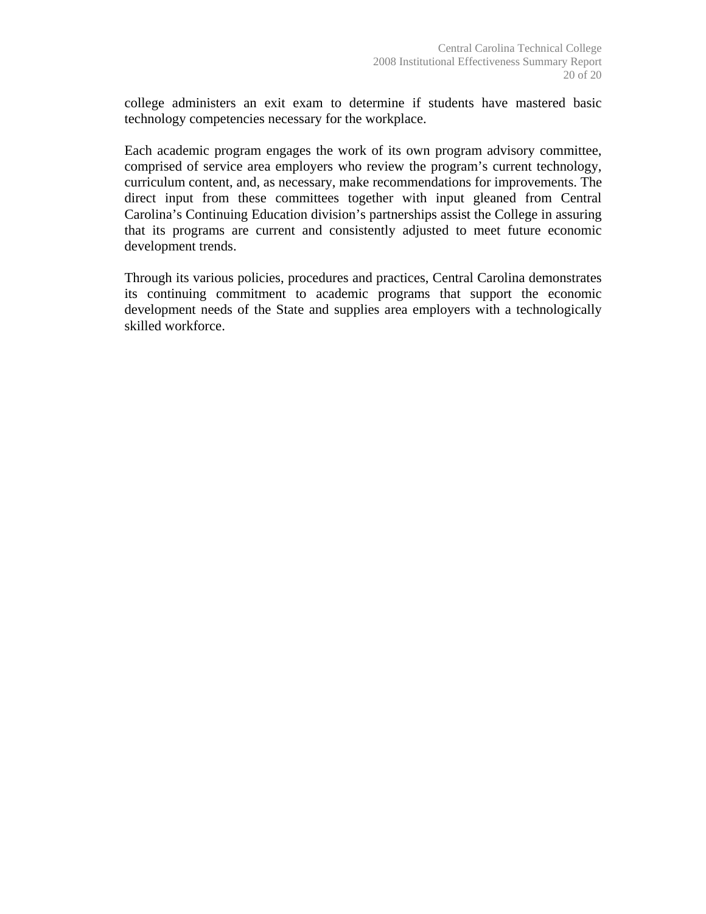college administers an exit exam to determine if students have mastered basic technology competencies necessary for the workplace.

Each academic program engages the work of its own program advisory committee, comprised of service area employers who review the program's current technology, curriculum content, and, as necessary, make recommendations for improvements. The direct input from these committees together with input gleaned from Central Carolina's Continuing Education division's partnerships assist the College in assuring that its programs are current and consistently adjusted to meet future economic development trends.

Through its various policies, procedures and practices, Central Carolina demonstrates its continuing commitment to academic programs that support the economic development needs of the State and supplies area employers with a technologically skilled workforce.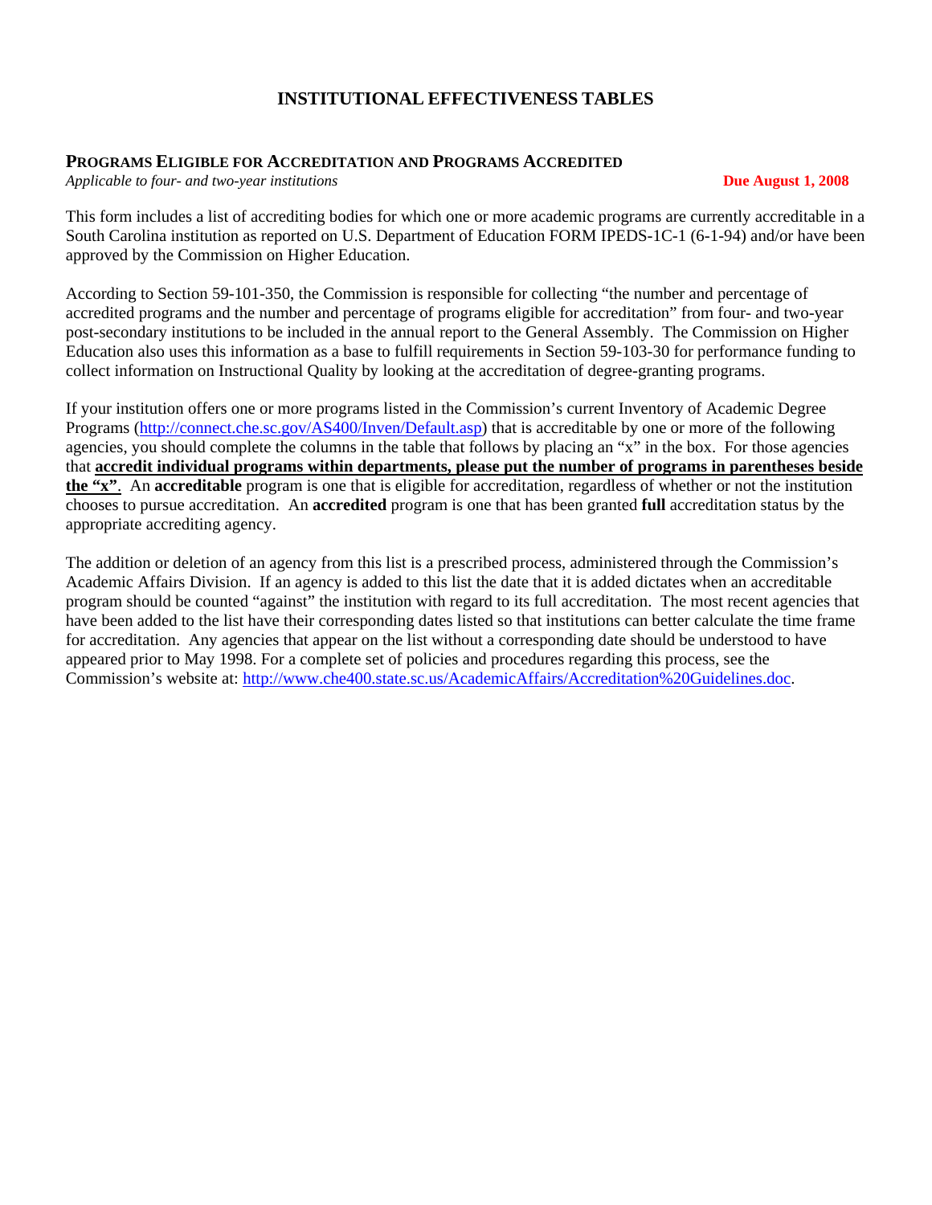# INSTITUTIONAL EFFECTIVENESS TABLES

## PROGRAMS ELIGIBLE FOR ACCREDITATION AND PROGRAMS ACCREDITED

*Applicable to four- and two-year institutions* **Due August 1, 2008**

This form includes a list of accrediting bodies for which one or more academic programs are currently accreditable in a South Carolina institution as reported on U.S. Department of Education FORM IPEDS-1C-1 (6-1-94) and/or have been approved by the Commission on Higher Education.

According to Section 59-101-350, the Commission is responsible for collecting "the number and percentage of accredited programs and the number and percentage of programs eligible for accreditation" from four- and two-year post-secondary institutions to be included in the annual report to the General Assembly. The Commission on Higher Education also uses this information as a base to fulfill requirements in Section 59-103-30 for performance funding to collect information on Instructional Quality by looking at the accreditation of degree-granting programs.

If your institution offers one or more programs listed in the Commission's current Inventory of Academic Degree Programs (http://connect.che.sc.gov/AS400/Inven/Default.asp) that is accreditable by one or more of the following agencies, you should complete the columns in the table that follows by placing an "x" in the box. For those agencies that **accredit individual programs within departments, please put the number of programs in parentheses beside the "x"**. An **accreditable** program is one that is eligible for accreditation, regardless of whether or not the institution chooses to pursue accreditation. An **accredited** program is one that has been granted **full** accreditation status by the appropriate accrediting agency.

The addition or deletion of an agency from this list is a prescribed process, administered through the Commission's Academic Affairs Division. If an agency is added to this list the date that it is added dictates when an accreditable program should be counted "against" the institution with regard to its full accreditation. The most recent agencies that have been added to the list have their corresponding dates listed so that institutions can better calculate the time frame for accreditation. Any agencies that appear on the list without a corresponding date should be understood to have appeared prior to May 1998. For a complete set of policies and procedures regarding this process, see the Commission's website at: http://www.che400.state.sc.us/AcademicAffairs/Accreditation%20Guidelines.doc.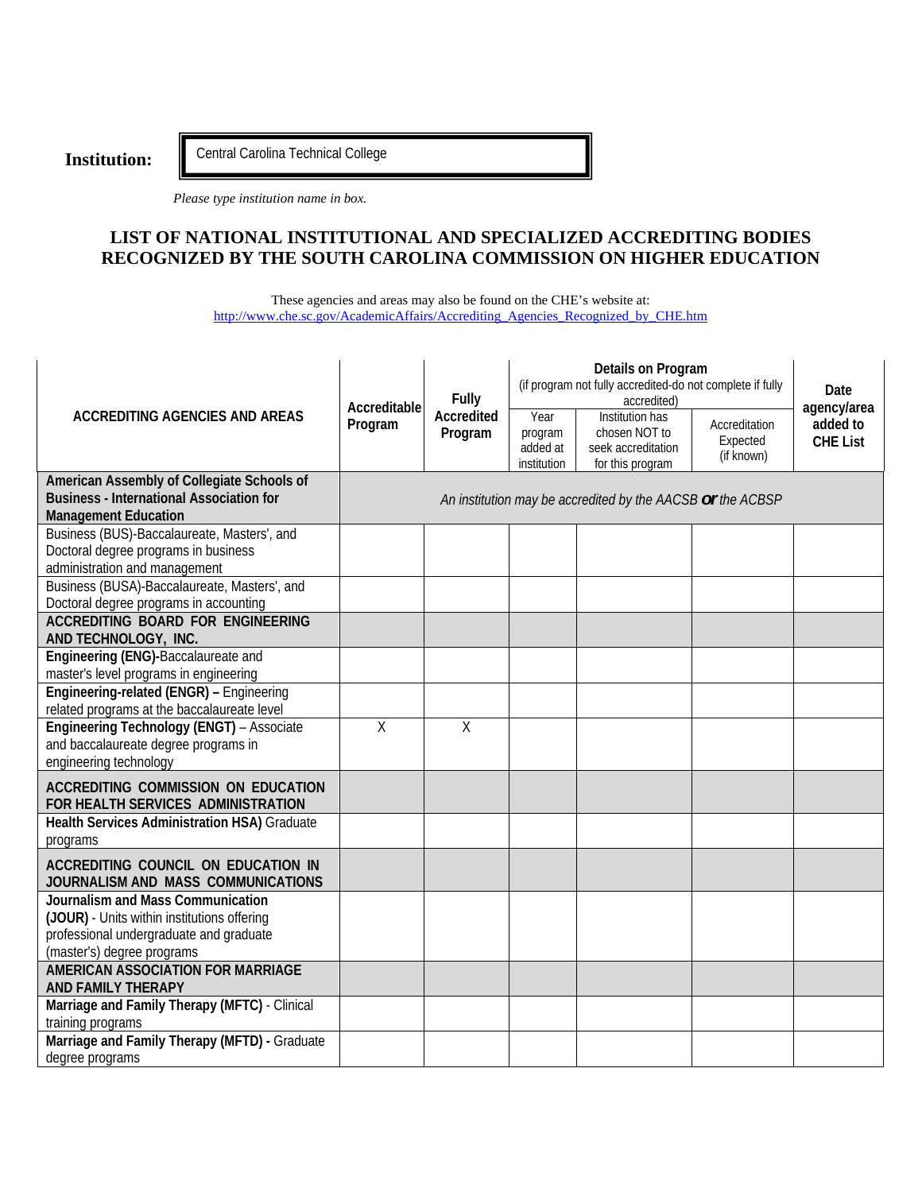**Institution:** Central Carolina Technical College

*Please type institution name in box.*

## LIST OF NATIONAL INSTITUTIONAL AND SPECIALIZED ACCREDITING BODIES RECOGNIZED BY THE SOUTH CAROLINA COMMISSION ON HIGHER EDUCATION

These agencies and areas may also be found on the CHE's website at:
http://www.che.sc.gov/AcademicAffairs/Accrediting_Agencies_Recognized_by_CHE.htm

| ACCREDITING AGENCIES AND AREAS | Accreditable Program | Fully Accredited Program | Details on Program (if program not fully accredited-do not complete if fully accredited) | | | Date agency/area added to CHE List |
|---|---|---|---|---|---|---|
| | | | Year program added at institution | Institution has chosen NOT to seek accreditation for this program | Accreditation Expected (if known) | |
| **American Assembly of Collegiate Schools of Business - International Association for Management Education** | *An institution may be accredited by the AACSB **or** the ACBSP* | | | | | |
| Business (BUS)-Baccalaureate, Masters', and Doctoral degree programs in business administration and management | | | | | | |
| Business (BUSA)-Baccalaureate, Masters', and Doctoral degree programs in accounting | | | | | | |
| **ACCREDITING BOARD FOR ENGINEERING AND TECHNOLOGY, INC.** | | | | | | |
| **Engineering (ENG)-**Baccalaureate and master's level programs in engineering | | | | | | |
| **Engineering-related (ENGR) –** Engineering related programs at the baccalaureate level | | | | | | |
| **Engineering Technology (ENGT)** – Associate and baccalaureate degree programs in engineering technology | X | X | | | | |
| **ACCREDITING COMMISSION ON EDUCATION FOR HEALTH SERVICES ADMINISTRATION** | | | | | | |
| **Health Services Administration HSA)** Graduate programs | | | | | | |
| **ACCREDITING COUNCIL ON EDUCATION IN JOURNALISM AND MASS COMMUNICATIONS** | | | | | | |
| **Journalism and Mass Communication (JOUR)** - Units within institutions offering professional undergraduate and graduate (master's) degree programs | | | | | | |
| **AMERICAN ASSOCIATION FOR MARRIAGE AND FAMILY THERAPY** | | | | | | |
| **Marriage and Family Therapy (MFTC)** - Clinical training programs | | | | | | |
| **Marriage and Family Therapy (MFTD) -** Graduate degree programs | | | | | | |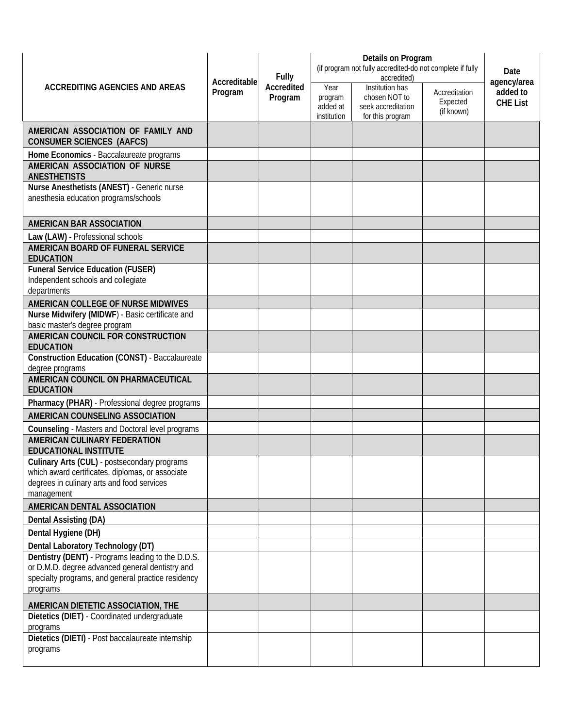| ACCREDITING AGENCIES AND AREAS | Accreditable Program | Fully Accredited Program | Details on Program (if program not fully accredited-do not complete if fully accredited) | | | Date agency/area added to CHE List |
|---|---|---|---|---|---|---|
| | | | Year program added at institution | Institution has chosen NOT to seek accreditation for this program | Accreditation Expected (if known) | |
| **AMERICAN ASSOCIATION OF FAMILY AND CONSUMER SCIENCES (AAFCS)** | | | | | | |
| **Home Economics** - Baccalaureate programs | | | | | | |
| **AMERICAN ASSOCIATION OF NURSE ANESTHETISTS** | | | | | | |
| **Nurse Anesthetists (ANEST)** - Generic nurse anesthesia education programs/schools | | | | | | |
| **AMERICAN BAR ASSOCIATION** | | | | | | |
| **Law (LAW) -** Professional schools | | | | | | |
| **AMERICAN BOARD OF FUNERAL SERVICE EDUCATION** | | | | | | |
| **Funeral Service Education (FUSER)** Independent schools and collegiate departments | | | | | | |
| **AMERICAN COLLEGE OF NURSE MIDWIVES** | | | | | | |
| **Nurse Midwifery (MIDWF**) - Basic certificate and basic master's degree program | | | | | | |
| **AMERICAN COUNCIL FOR CONSTRUCTION EDUCATION** | | | | | | |
| **Construction Education (CONST)** - Baccalaureate degree programs | | | | | | |
| **AMERICAN COUNCIL ON PHARMACEUTICAL EDUCATION** | | | | | | |
| **Pharmacy (PHAR)** - Professional degree programs | | | | | | |
| **AMERICAN COUNSELING ASSOCIATION** | | | | | | |
| **Counseling** - Masters and Doctoral level programs | | | | | | |
| **AMERICAN CULINARY FEDERATION EDUCATIONAL INSTITUTE** | | | | | | |
| **Culinary Arts (CUL)** - postsecondary programs which award certificates, diplomas, or associate degrees in culinary arts and food services management | | | | | | |
| **AMERICAN DENTAL ASSOCIATION** | | | | | | |
| **Dental Assisting (DA)** | | | | | | |
| **Dental Hygiene (DH)** | | | | | | |
| **Dental Laboratory Technology (DT)** | | | | | | |
| **Dentistry (DENT)** - Programs leading to the D.D.S. or D.M.D. degree advanced general dentistry and specialty programs, and general practice residency programs | | | | | | |
| **AMERICAN DIETETIC ASSOCIATION, THE** | | | | | | |
| **Dietetics (DIET)** - Coordinated undergraduate programs | | | | | | |
| **Dietetics (DIETI)** - Post baccalaureate internship programs | | | | | | |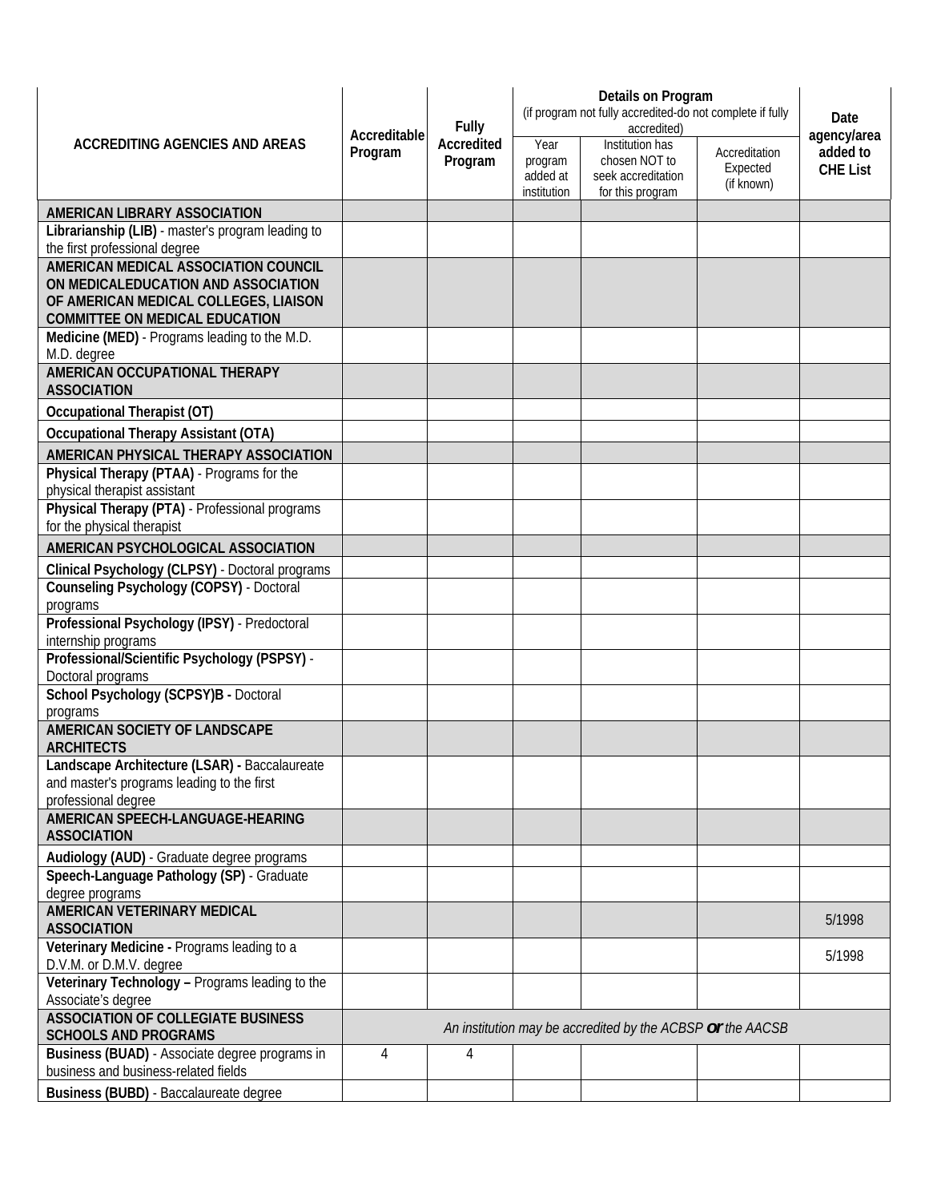| ACCREDITING AGENCIES AND AREAS | Accreditable Program | Fully Accredited Program | Details on Program (if program not fully accredited-do not complete if fully accredited) | | | Date agency/area added to CHE List |
|---|---|---|---|---|---|---|
| | | | Year program added at institution | Institution has chosen NOT to seek accreditation for this program | Accreditation Expected (if known) | |
| **AMERICAN LIBRARY ASSOCIATION** | | | | | | |
| **Librarianship (LIB)** - master's program leading to the first professional degree | | | | | | |
| **AMERICAN MEDICAL ASSOCIATION COUNCIL ON MEDICALEDUCATION AND ASSOCIATION OF AMERICAN MEDICAL COLLEGES, LIAISON COMMITTEE ON MEDICAL EDUCATION** | | | | | | |
| **Medicine (MED)** - Programs leading to the M.D. M.D. degree | | | | | | |
| **AMERICAN OCCUPATIONAL THERAPY ASSOCIATION** | | | | | | |
| **Occupational Therapist (OT)** | | | | | | |
| **Occupational Therapy Assistant (OTA)** | | | | | | |
| **AMERICAN PHYSICAL THERAPY ASSOCIATION** | | | | | | |
| **Physical Therapy (PTAA)** - Programs for the physical therapist assistant | | | | | | |
| **Physical Therapy (PTA)** - Professional programs for the physical therapist | | | | | | |
| **AMERICAN PSYCHOLOGICAL ASSOCIATION** | | | | | | |
| **Clinical Psychology (CLPSY)** - Doctoral programs | | | | | | |
| **Counseling Psychology (COPSY)** - Doctoral programs | | | | | | |
| **Professional Psychology (IPSY)** - Predoctoral internship programs | | | | | | |
| **Professional/Scientific Psychology (PSPSY)** - Doctoral programs | | | | | | |
| **School Psychology (SCPSY)B -** Doctoral programs | | | | | | |
| **AMERICAN SOCIETY OF LANDSCAPE ARCHITECTS** | | | | | | |
| **Landscape Architecture (LSAR) -** Baccalaureate and master's programs leading to the first professional degree | | | | | | |
| **AMERICAN SPEECH-LANGUAGE-HEARING ASSOCIATION** | | | | | | |
| **Audiology (AUD)** - Graduate degree programs | | | | | | |
| **Speech-Language Pathology (SP)** - Graduate degree programs | | | | | | |
| **AMERICAN VETERINARY MEDICAL ASSOCIATION** | | | | | | 5/1998 |
| **Veterinary Medicine -** Programs leading to a D.V.M. or D.M.V. degree | | | | | | 5/1998 |
| **Veterinary Technology –** Programs leading to the Associate's degree | | | | | | |
| **ASSOCIATION OF COLLEGIATE BUSINESS SCHOOLS AND PROGRAMS** | *An institution may be accredited by the ACBSP* ***or*** *the AACSB* | | | | | |
| **Business (BUAD)** - Associate degree programs in business and business-related fields | 4 | 4 | | | | |
| **Business (BUBD)** - Baccalaureate degree | | | | | | |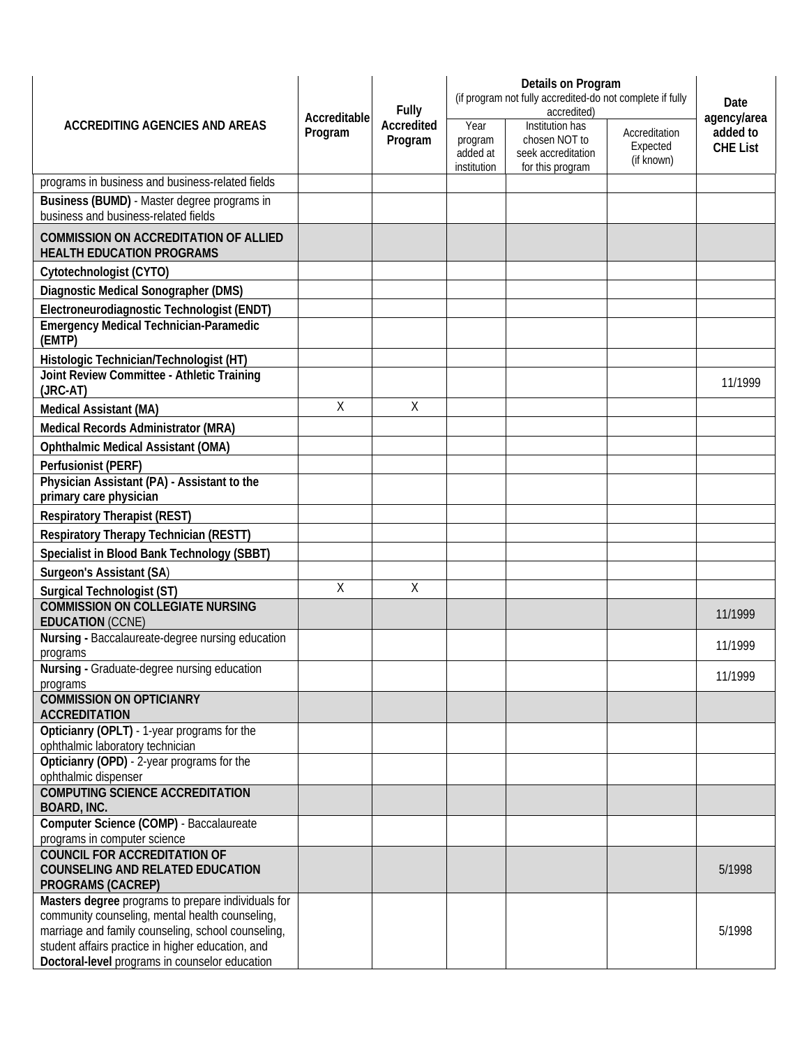| ACCREDITING AGENCIES AND AREAS | Accreditable Program | Fully Accredited Program | Details on Program (if program not fully accredited-do not complete if fully accredited) | | | Date agency/area added to CHE List |
|---|---|---|---|---|---|---|
| | | | Year program added at institution | Institution has chosen NOT to seek accreditation for this program | Accreditation Expected (if known) | |
| programs in business and business-related fields | | | | | | |
| **Business (BUMD)** - Master degree programs in business and business-related fields | | | | | | |
| **COMMISSION ON ACCREDITATION OF ALLIED HEALTH EDUCATION PROGRAMS** | | | | | | |
| **Cytotechnologist (CYTO)** | | | | | | |
| **Diagnostic Medical Sonographer (DMS)** | | | | | | |
| **Electroneurodiagnostic Technologist (ENDT)** | | | | | | |
| **Emergency Medical Technician-Paramedic (EMTP)** | | | | | | |
| **Histologic Technician/Technologist (HT)** | | | | | | |
| **Joint Review Committee - Athletic Training (JRC-AT)** | | | | | | 11/1999 |
| **Medical Assistant (MA)** | X | X | | | | |
| **Medical Records Administrator (MRA)** | | | | | | |
| **Ophthalmic Medical Assistant (OMA)** | | | | | | |
| **Perfusionist (PERF)** | | | | | | |
| **Physician Assistant (PA) - Assistant to the primary care physician** | | | | | | |
| **Respiratory Therapist (REST)** | | | | | | |
| **Respiratory Therapy Technician (RESTT)** | | | | | | |
| **Specialist in Blood Bank Technology (SBBT)** | | | | | | |
| **Surgeon's Assistant (SA)** | | | | | | |
| **Surgical Technologist (ST)** | X | X | | | | |
| **COMMISSION ON COLLEGIATE NURSING EDUCATION** (CCNE) | | | | | | 11/1999 |
| **Nursing -** Baccalaureate-degree nursing education programs | | | | | | 11/1999 |
| **Nursing -** Graduate-degree nursing education programs | | | | | | 11/1999 |
| **COMMISSION ON OPTICIANRY ACCREDITATION** | | | | | | |
| **Opticianry (OPLT)** - 1-year programs for the ophthalmic laboratory technician | | | | | | |
| **Opticianry (OPD)** - 2-year programs for the ophthalmic dispenser | | | | | | |
| **COMPUTING SCIENCE ACCREDITATION BOARD, INC.** | | | | | | |
| **Computer Science (COMP)** - Baccalaureate programs in computer science | | | | | | |
| **COUNCIL FOR ACCREDITATION OF COUNSELING AND RELATED EDUCATION PROGRAMS (CACREP)** | | | | | | 5/1998 |
| **Masters degree** programs to prepare individuals for community counseling, mental health counseling, marriage and family counseling, school counseling, student affairs practice in higher education, and **Doctoral-level** programs in counselor education | | | | | | 5/1998 |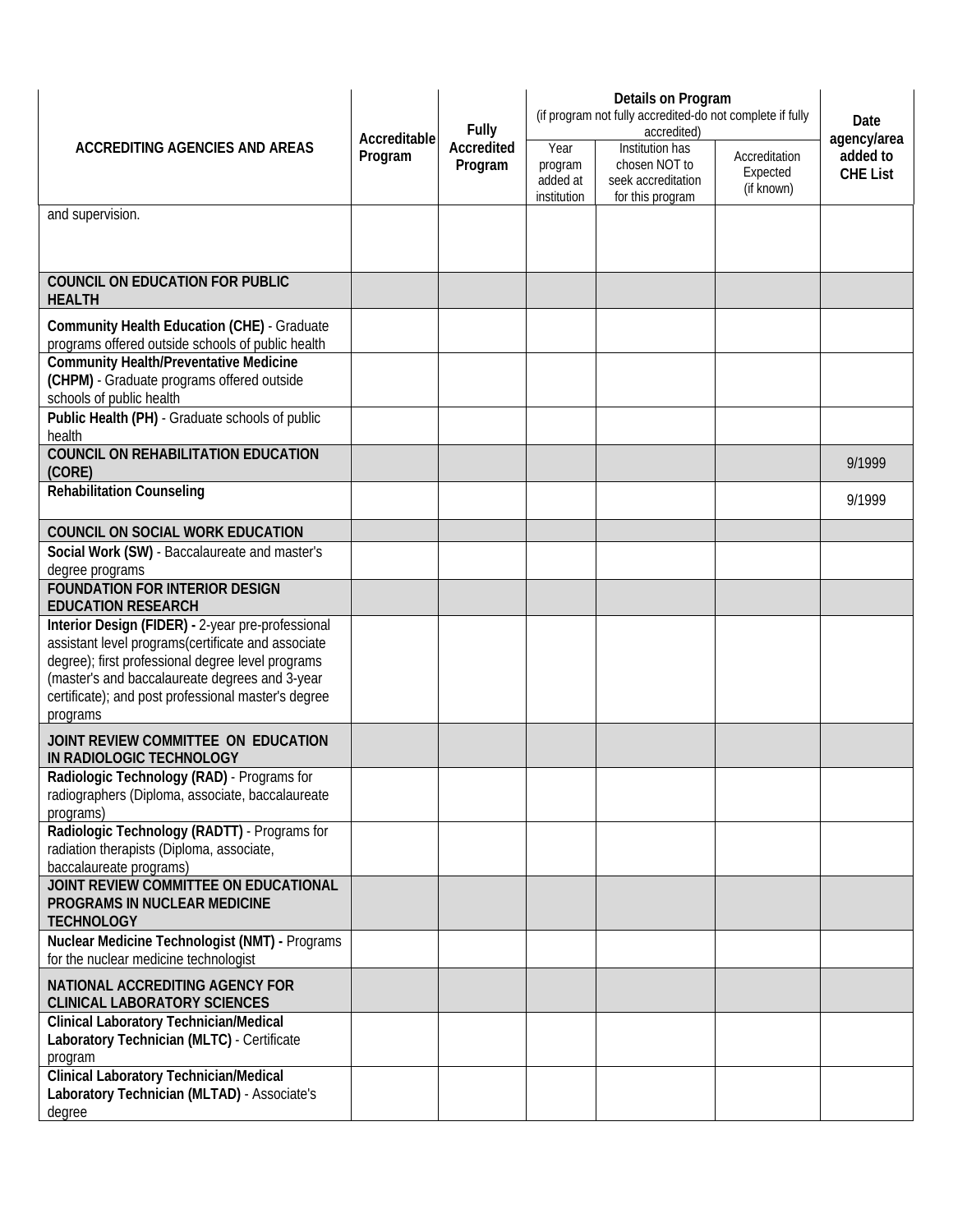| ACCREDITING AGENCIES AND AREAS | Accreditable Program | Fully Accredited Program | Details on Program (if program not fully accredited-do not complete if fully accredited) | | | Date agency/area added to CHE List |
|---|---|---|---|---|---|---|
| | | | Year program added at institution | Institution has chosen NOT to seek accreditation for this program | Accreditation Expected (if known) | |
| and supervision. | | | | | | |
| **COUNCIL ON EDUCATION FOR PUBLIC HEALTH** | | | | | | |
| **Community Health Education (CHE)** - Graduate programs offered outside schools of public health | | | | | | |
| **Community Health/Preventative Medicine (CHPM)** - Graduate programs offered outside schools of public health | | | | | | |
| **Public Health (PH)** - Graduate schools of public health | | | | | | |
| **COUNCIL ON REHABILITATION EDUCATION (CORE)** | | | | | | 9/1999 |
| **Rehabilitation Counseling** | | | | | | 9/1999 |
| **COUNCIL ON SOCIAL WORK EDUCATION** | | | | | | |
| **Social Work (SW)** - Baccalaureate and master's degree programs | | | | | | |
| **FOUNDATION FOR INTERIOR DESIGN EDUCATION RESEARCH** | | | | | | |
| **Interior Design (FIDER) -** 2-year pre-professional assistant level programs(certificate and associate degree); first professional degree level programs (master's and baccalaureate degrees and 3-year certificate); and post professional master's degree programs | | | | | | |
| **JOINT REVIEW COMMITTEE ON EDUCATION IN RADIOLOGIC TECHNOLOGY** | | | | | | |
| **Radiologic Technology (RAD)** - Programs for radiographers (Diploma, associate, baccalaureate programs) | | | | | | |
| **Radiologic Technology (RADTT)** - Programs for radiation therapists (Diploma, associate, baccalaureate programs) | | | | | | |
| **JOINT REVIEW COMMITTEE ON EDUCATIONAL PROGRAMS IN NUCLEAR MEDICINE TECHNOLOGY** | | | | | | |
| **Nuclear Medicine Technologist (NMT) -** Programs for the nuclear medicine technologist | | | | | | |
| **NATIONAL ACCREDITING AGENCY FOR CLINICAL LABORATORY SCIENCES** | | | | | | |
| **Clinical Laboratory Technician/Medical Laboratory Technician (MLTC)** - Certificate program | | | | | | |
| **Clinical Laboratory Technician/Medical Laboratory Technician (MLTAD)** - Associate's degree | | | | | | |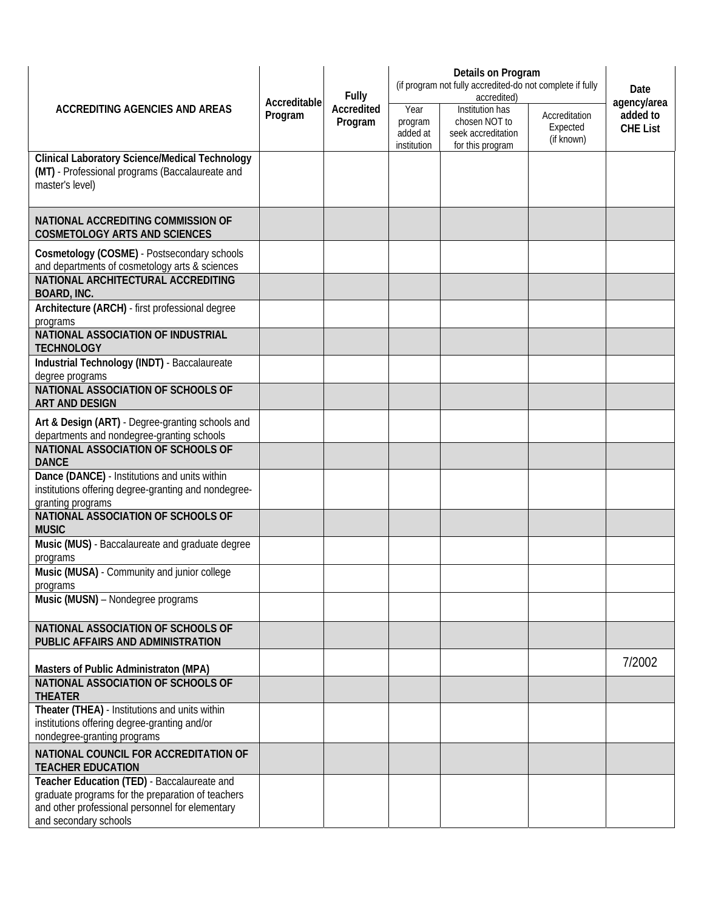| ACCREDITING AGENCIES AND AREAS | Accreditable Program | Fully Accredited Program | Details on Program (if program not fully accredited-do not complete if fully accredited) | | | Date agency/area added to CHE List |
|---|---|---|---|---|---|---|
| | | | Year program added at institution | Institution has chosen NOT to seek accreditation for this program | Accreditation Expected (if known) | |
| **Clinical Laboratory Science/Medical Technology (MT)** - Professional programs (Baccalaureate and master's level) | | | | | | |
| **NATIONAL ACCREDITING COMMISSION OF COSMETOLOGY ARTS AND SCIENCES** | | | | | | |
| **Cosmetology (COSME)** - Postsecondary schools and departments of cosmetology arts & sciences | | | | | | |
| **NATIONAL ARCHITECTURAL ACCREDITING BOARD, INC.** | | | | | | |
| **Architecture (ARCH)** - first professional degree programs | | | | | | |
| **NATIONAL ASSOCIATION OF INDUSTRIAL TECHNOLOGY** | | | | | | |
| **Industrial Technology (INDT)** - Baccalaureate degree programs | | | | | | |
| **NATIONAL ASSOCIATION OF SCHOOLS OF ART AND DESIGN** | | | | | | |
| **Art & Design (ART)** - Degree-granting schools and departments and nondegree-granting schools | | | | | | |
| **NATIONAL ASSOCIATION OF SCHOOLS OF DANCE** | | | | | | |
| **Dance (DANCE)** - Institutions and units within institutions offering degree-granting and nondegree-granting programs | | | | | | |
| **NATIONAL ASSOCIATION OF SCHOOLS OF MUSIC** | | | | | | |
| **Music (MUS)** - Baccalaureate and graduate degree programs | | | | | | |
| **Music (MUSA)** - Community and junior college programs | | | | | | |
| **Music (MUSN)** – Nondegree programs | | | | | | |
| **NATIONAL ASSOCIATION OF SCHOOLS OF PUBLIC AFFAIRS AND ADMINISTRATION** | | | | | | |
| **Masters of Public Administraton (MPA)** | | | | | | 7/2002 |
| **NATIONAL ASSOCIATION OF SCHOOLS OF THEATER** | | | | | | |
| **Theater (THEA)** - Institutions and units within institutions offering degree-granting and/or nondegree-granting programs | | | | | | |
| **NATIONAL COUNCIL FOR ACCREDITATION OF TEACHER EDUCATION** | | | | | | |
| **Teacher Education (TED)** - Baccalaureate and graduate programs for the preparation of teachers and other professional personnel for elementary and secondary schools | | | | | | |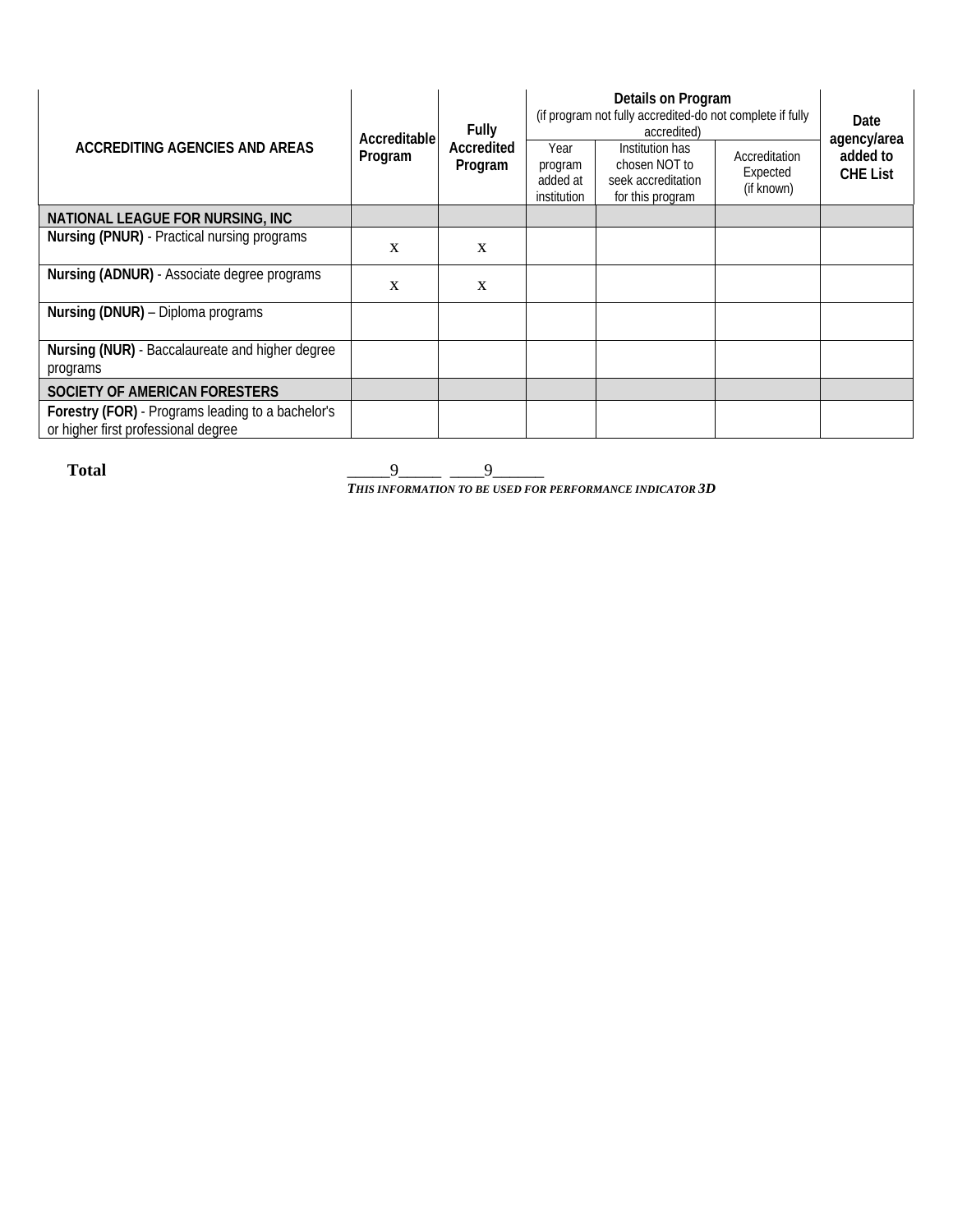| ACCREDITING AGENCIES AND AREAS | Accreditable Program | Fully Accredited Program | Details on Program (if program not fully accredited-do not complete if fully accredited) | | | Date agency/area added to CHE List |
|---|---|---|---|---|---|---|
| | | | Year program added at institution | Institution has chosen NOT to seek accreditation for this program | Accreditation Expected (if known) | |
| **NATIONAL LEAGUE FOR NURSING, INC** | | | | | | |
| **Nursing (PNUR)** - Practical nursing programs | x | x | | | | |
| **Nursing (ADNUR)** - Associate degree programs | x | x | | | | |
| **Nursing (DNUR)** – Diploma programs | | | | | | |
| **Nursing (NUR)** - Baccalaureate and higher degree programs | | | | | | |
| **SOCIETY OF AMERICAN FORESTERS** | | | | | | |
| **Forestry (FOR)** - Programs leading to a bachelor's or higher first professional degree | | | | | | |

**Total** _____9_____ ____9______

***THIS INFORMATION TO BE USED FOR PERFORMANCE INDICATOR 3D***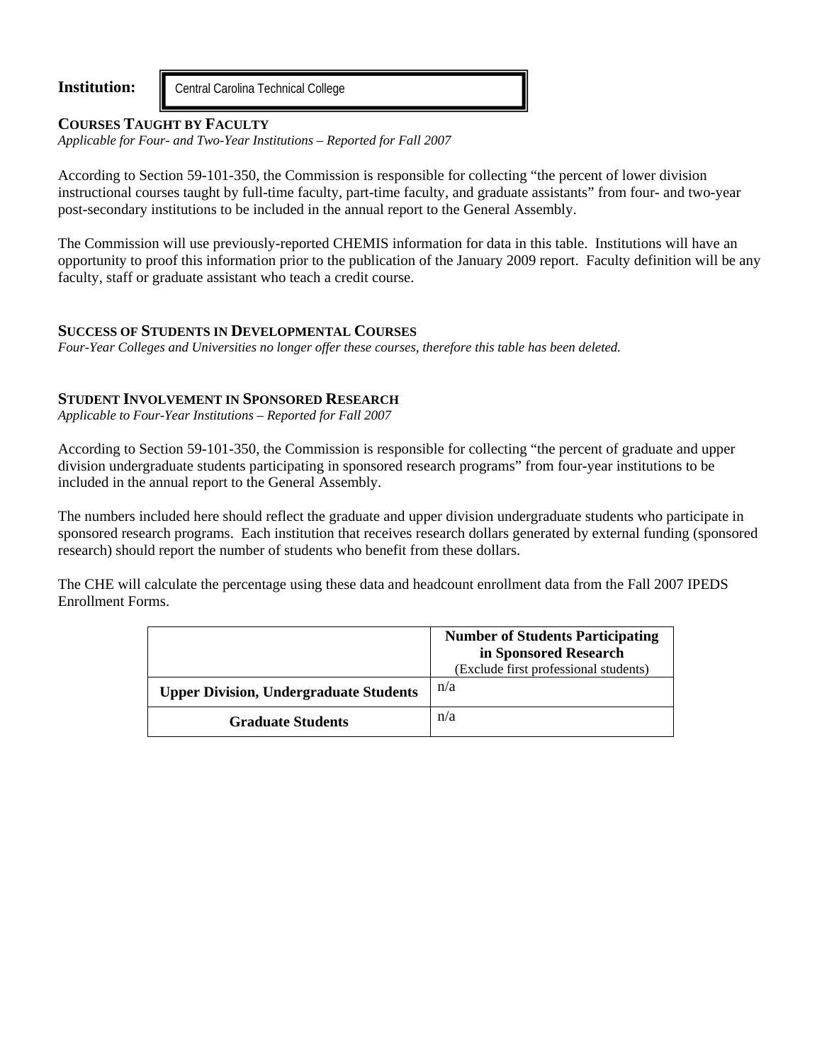**Institution:** Central Carolina Technical College

**COURSES TAUGHT BY FACULTY**

*Applicable for Four- and Two-Year Institutions – Reported for Fall 2007*

According to Section 59-101-350, the Commission is responsible for collecting "the percent of lower division instructional courses taught by full-time faculty, part-time faculty, and graduate assistants" from four- and two-year post-secondary institutions to be included in the annual report to the General Assembly.

The Commission will use previously-reported CHEMIS information for data in this table. Institutions will have an opportunity to proof this information prior to the publication of the January 2009 report. Faculty definition will be any faculty, staff or graduate assistant who teach a credit course.

**SUCCESS OF STUDENTS IN DEVELOPMENTAL COURSES**

*Four-Year Colleges and Universities no longer offer these courses, therefore this table has been deleted.*

**STUDENT INVOLVEMENT IN SPONSORED RESEARCH**

*Applicable to Four-Year Institutions – Reported for Fall 2007*

According to Section 59-101-350, the Commission is responsible for collecting "the percent of graduate and upper division undergraduate students participating in sponsored research programs" from four-year institutions to be included in the annual report to the General Assembly.

The numbers included here should reflect the graduate and upper division undergraduate students who participate in sponsored research programs. Each institution that receives research dollars generated by external funding (sponsored research) should report the number of students who benefit from these dollars.

The CHE will calculate the percentage using these data and headcount enrollment data from the Fall 2007 IPEDS Enrollment Forms.

| | **Number of Students Participating in Sponsored Research** (Exclude first professional students) |
|---|---|
| **Upper Division, Undergraduate Students** | n/a |
| **Graduate Students** | n/a |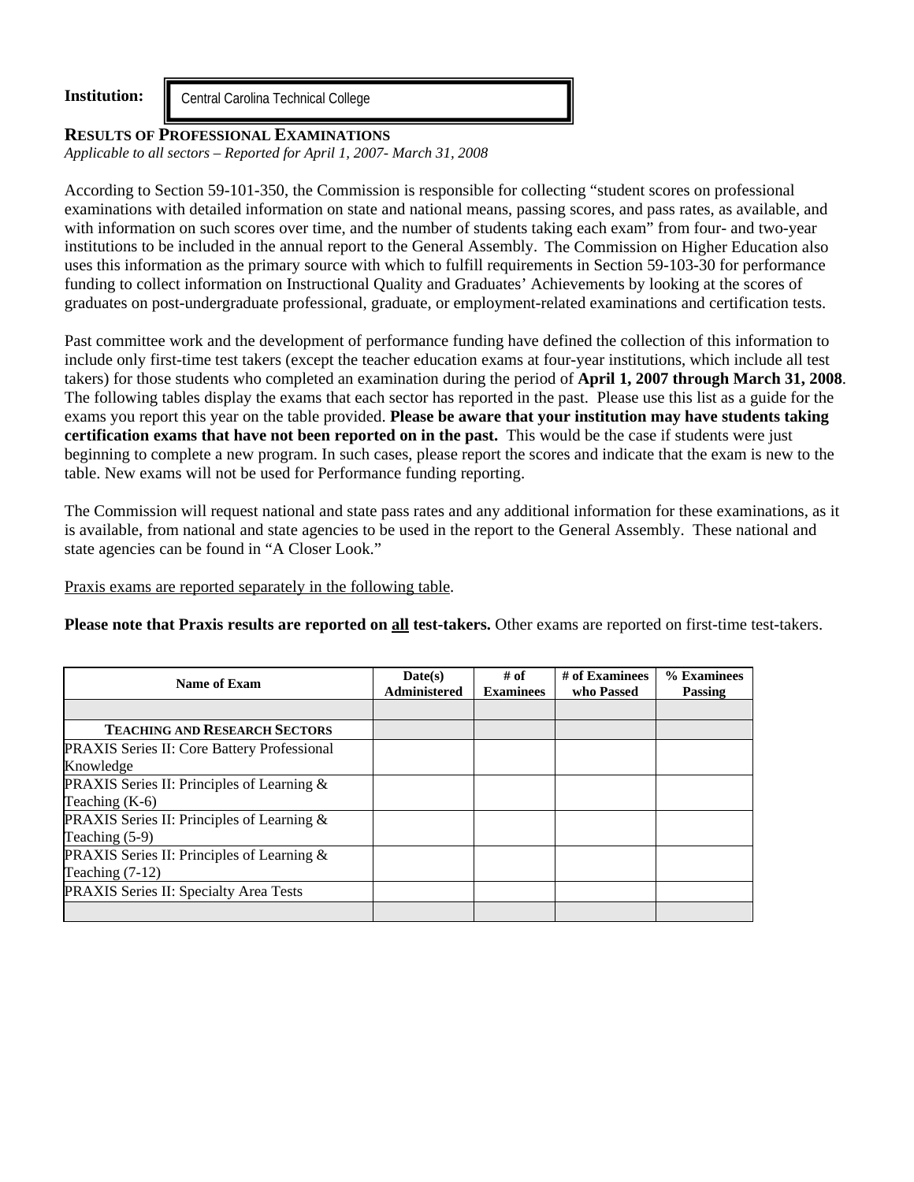**Institution:** Central Carolina Technical College

**RESULTS OF PROFESSIONAL EXAMINATIONS**

*Applicable to all sectors – Reported for April 1, 2007- March 31, 2008*

According to Section 59-101-350, the Commission is responsible for collecting "student scores on professional examinations with detailed information on state and national means, passing scores, and pass rates, as available, and with information on such scores over time, and the number of students taking each exam" from four- and two-year institutions to be included in the annual report to the General Assembly. The Commission on Higher Education also uses this information as the primary source with which to fulfill requirements in Section 59-103-30 for performance funding to collect information on Instructional Quality and Graduates' Achievements by looking at the scores of graduates on post-undergraduate professional, graduate, or employment-related examinations and certification tests.

Past committee work and the development of performance funding have defined the collection of this information to include only first-time test takers (except the teacher education exams at four-year institutions, which include all test takers) for those students who completed an examination during the period of **April 1, 2007 through March 31, 2008**. The following tables display the exams that each sector has reported in the past. Please use this list as a guide for the exams you report this year on the table provided. **Please be aware that your institution may have students taking certification exams that have not been reported on in the past.** This would be the case if students were just beginning to complete a new program. In such cases, please report the scores and indicate that the exam is new to the table. New exams will not be used for Performance funding reporting.

The Commission will request national and state pass rates and any additional information for these examinations, as it is available, from national and state agencies to be used in the report to the General Assembly. These national and state agencies can be found in "A Closer Look."

Praxis exams are reported separately in the following table.

**Please note that Praxis results are reported on all test-takers.** Other exams are reported on first-time test-takers.

| Name of Exam | Date(s) Administered | # of Examinees | # of Examinees who Passed | % Examinees Passing |
|---|---|---|---|---|
| | | | | |
| **TEACHING AND RESEARCH SECTORS** | | | | |
| PRAXIS Series II: Core Battery Professional Knowledge | | | | |
| PRAXIS Series II: Principles of Learning & Teaching (K-6) | | | | |
| PRAXIS Series II: Principles of Learning & Teaching (5-9) | | | | |
| PRAXIS Series II: Principles of Learning & Teaching (7-12) | | | | |
| PRAXIS Series II: Specialty Area Tests | | | | |
| | | | | |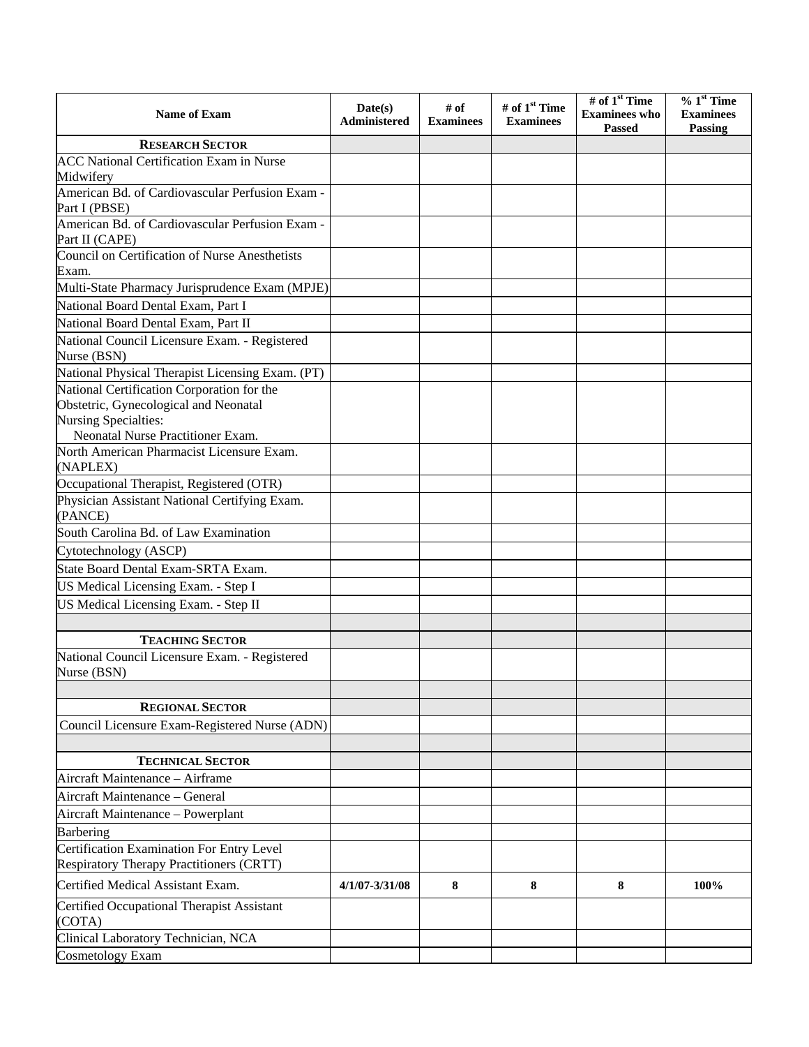| Name of Exam | Date(s) Administered | # of Examinees | # of 1st Time Examinees | # of 1st Time Examinees who Passed | % 1st Time Examinees Passing |
|---|---|---|---|---|---|
| **RESEARCH SECTOR** | | | | | |
| ACC National Certification Exam in Nurse Midwifery | | | | | |
| American Bd. of Cardiovascular Perfusion Exam - Part I (PBSE) | | | | | |
| American Bd. of Cardiovascular Perfusion Exam - Part II (CAPE) | | | | | |
| Council on Certification of Nurse Anesthetists Exam. | | | | | |
| Multi-State Pharmacy Jurisprudence Exam (MPJE) | | | | | |
| National Board Dental Exam, Part I | | | | | |
| National Board Dental Exam, Part II | | | | | |
| National Council Licensure Exam. - Registered Nurse (BSN) | | | | | |
| National Physical Therapist Licensing Exam. (PT) | | | | | |
| National Certification Corporation for the Obstetric, Gynecological and Neonatal Nursing Specialties: Neonatal Nurse Practitioner Exam. | | | | | |
| North American Pharmacist Licensure Exam. (NAPLEX) | | | | | |
| Occupational Therapist, Registered (OTR) | | | | | |
| Physician Assistant National Certifying Exam. (PANCE) | | | | | |
| South Carolina Bd. of Law Examination | | | | | |
| Cytotechnology (ASCP) | | | | | |
| State Board Dental Exam-SRTA Exam. | | | | | |
| US Medical Licensing Exam. - Step I | | | | | |
| US Medical Licensing Exam. - Step II | | | | | |
| | | | | | |
| **TEACHING SECTOR** | | | | | |
| National Council Licensure Exam. - Registered Nurse (BSN) | | | | | |
| | | | | | |
| **REGIONAL SECTOR** | | | | | |
| Council Licensure Exam-Registered Nurse (ADN) | | | | | |
| | | | | | |
| **TECHNICAL SECTOR** | | | | | |
| Aircraft Maintenance – Airframe | | | | | |
| Aircraft Maintenance – General | | | | | |
| Aircraft Maintenance – Powerplant | | | | | |
| Barbering | | | | | |
| Certification Examination For Entry Level Respiratory Therapy Practitioners (CRTT) | | | | | |
| Certified Medical Assistant Exam. | **4/1/07-3/31/08** | **8** | **8** | **8** | **100%** |
| Certified Occupational Therapist Assistant (COTA) | | | | | |
| Clinical Laboratory Technician, NCA | | | | | |
| Cosmetology Exam | | | | | |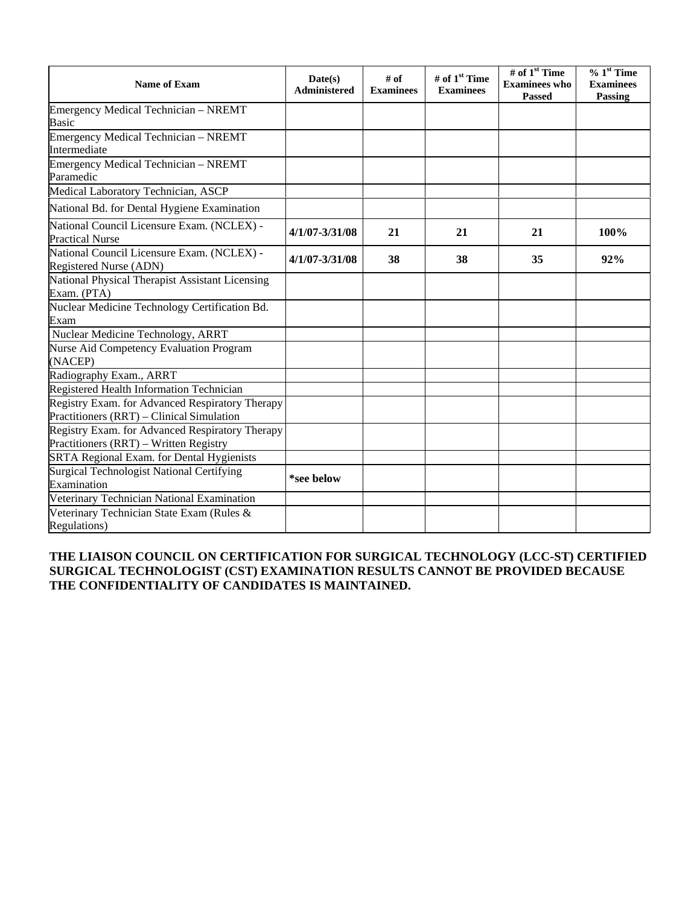| Name of Exam | Date(s) Administered | # of Examinees | # of 1st Time Examinees | # of 1st Time Examinees who Passed | % 1st Time Examinees Passing |
|---|---|---|---|---|---|
| Emergency Medical Technician – NREMT Basic | | | | | |
| Emergency Medical Technician – NREMT Intermediate | | | | | |
| Emergency Medical Technician – NREMT Paramedic | | | | | |
| Medical Laboratory Technician, ASCP | | | | | |
| National Bd. for Dental Hygiene Examination | | | | | |
| National Council Licensure Exam. (NCLEX) - Practical Nurse | **4/1/07-3/31/08** | **21** | **21** | **21** | **100%** |
| National Council Licensure Exam. (NCLEX) - Registered Nurse (ADN) | **4/1/07-3/31/08** | **38** | **38** | **35** | **92%** |
| National Physical Therapist Assistant Licensing Exam. (PTA) | | | | | |
| Nuclear Medicine Technology Certification Bd. Exam | | | | | |
| Nuclear Medicine Technology, ARRT | | | | | |
| Nurse Aid Competency Evaluation Program (NACEP) | | | | | |
| Radiography Exam., ARRT | | | | | |
| Registered Health Information Technician | | | | | |
| Registry Exam. for Advanced Respiratory Therapy Practitioners (RRT) – Clinical Simulation | | | | | |
| Registry Exam. for Advanced Respiratory Therapy Practitioners (RRT) – Written Registry | | | | | |
| SRTA Regional Exam. for Dental Hygienists | | | | | |
| Surgical Technologist National Certifying Examination | ***see below** | | | | |
| Veterinary Technician National Examination | | | | | |
| Veterinary Technician State Exam (Rules & Regulations) | | | | | |

**THE LIAISON COUNCIL ON CERTIFICATION FOR SURGICAL TECHNOLOGY (LCC-ST) CERTIFIED SURGICAL TECHNOLOGIST (CST) EXAMINATION RESULTS CANNOT BE PROVIDED BECAUSE THE CONFIDENTIALITY OF CANDIDATES IS MAINTAINED.**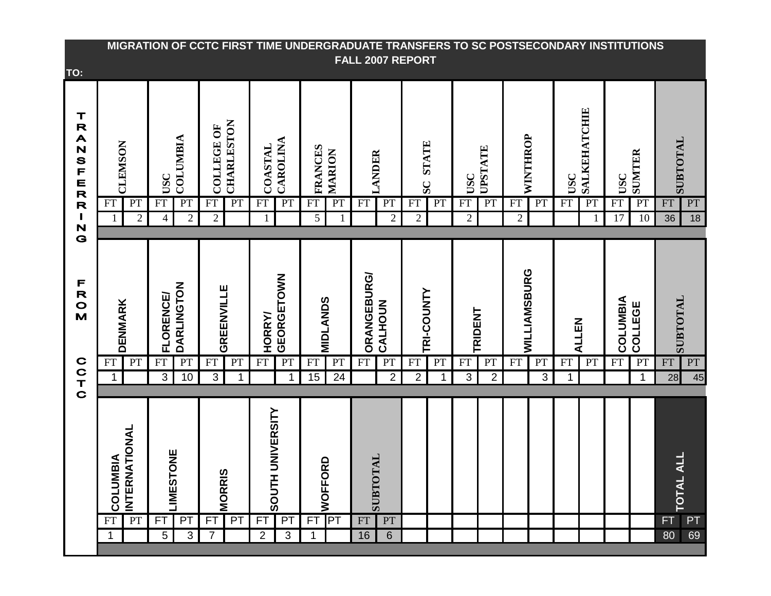# MIGRATION OF CCTC FIRST TIME UNDERGRADUATE TRANSFERS TO SC POSTSECONDARY INSTITUTIONS

## FALL 2007 REPORT

TO:

TRANSFERRING FROM CCTC

| CLEMSON | | USC COLUMBIA | | COLLEGE OF CHARLESTON | | COASTAL CAROLINA | | FRANCES MARION | | LANDER | | SC STATE | | USC UPSTATE | | WINTHROP | | USC SALKEHATCHIE | | USC SUMTER | | SUBTOTAL | |
|---|---|---|---|---|---|---|---|---|---|---|---|---|---|---|---|---|---|---|---|---|---|---|---|
| FT | PT | FT | PT | FT | PT | FT | PT | FT | PT | FT | PT | FT | PT | FT | PT | FT | PT | FT | PT | FT | PT | FT | PT |
| 1 | 2 | 4 | 2 | 2 | | 1 | | 5 | 1 | | 2 | 2 | | 2 | | 2 | | | 1 | 17 | 10 | 36 | 18 |

| DENMARK | | FLORENCE/ DARLINGTON | | GREENVILLE | | HORRY/ GEORGETOWN | | MIDLANDS | | ORANGEBURG/ CALHOUN | | TRI-COUNTY | | TRIDENT | | WILLIAMSBURG | | ALLEN | | COLUMBIA COLLEGE | | SUBTOTAL | |
|---|---|---|---|---|---|---|---|---|---|---|---|---|---|---|---|---|---|---|---|---|---|---|---|
| FT | PT | FT | PT | FT | PT | FT | PT | FT | PT | FT | PT | FT | PT | FT | PT | FT | PT | FT | PT | FT | PT | FT | PT |
| 1 | | 3 | 10 | 3 | 1 | | 1 | 15 | 24 | | 2 | 2 | 1 | 3 | 2 | | 3 | 1 | | | 1 | 28 | 45 |

| COLUMBIA INTERNATIONAL | | LIMESTONE | | MORRIS | | SOUTH UNIVERSITY | | WOFFORD | | SUBTOTAL | | TOTAL ALL | |
|---|---|---|---|---|---|---|---|---|---|---|---|---|---|
| FT | PT | FT | PT | FT | PT | FT | PT | FT | PT | FT | PT | FT | PT |
| 1 | | 5 | 3 | 7 | | 2 | 3 | 1 | | 16 | 6 | 80 | 69 |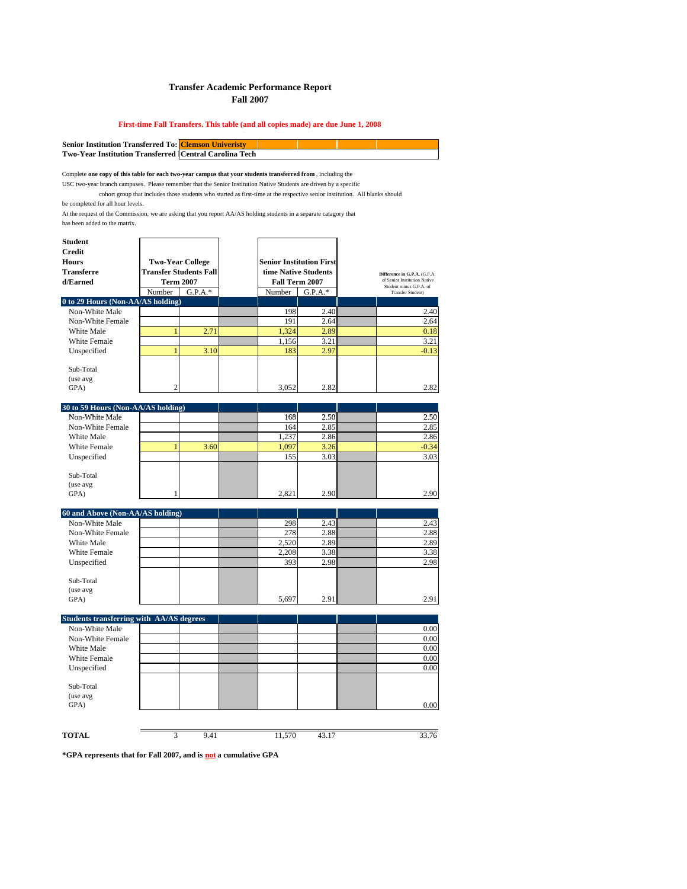# Transfer Academic Performance Report
## Fall 2007

**First-time Fall Transfers. This table (and all copies made) are due June 1, 2008**

| | |
|---|---|
| **Senior Institution Transferred To:** | **Clemson Univeristy** |
| **Two-Year Institution Transferred** | **Central Carolina Tech** |

Complete **one copy of this table for each two-year campus that your students transferred from** , including the USC two-year branch campuses. Please remember that the Senior Institution Native Students are driven by a specific cohort group that includes those students who started as first-time at the respective senior institution. All blanks should be completed for all hour levels.

At the request of the Commission, we are asking that you report AA/AS holding students in a separate catagory that has been added to the matrix.

| **Student Credit Hours Transferred/Earned** | **Two-Year College Transfer Students Fall Term 2007** Number | G.P.A.* | | **Senior Institution First time Native Students Fall Term 2007** Number | G.P.A.* | | **Difference in G.P.A.** (G.P.A. of Senior Institution Native Student minus G.P.A. of Transfer Student) |
|---|---|---|---|---|---|---|---|
| **0 to 29 Hours (Non-AA/AS holding)** | | | | | | | |
| Non-White Male | | | | 198 | 2.40 | | 2.40 |
| Non-White Female | | | | 191 | 2.64 | | 2.64 |
| White Male | 1 | 2.71 | | 1,324 | 2.89 | | 0.18 |
| White Female | | | | 1,156 | 3.21 | | 3.21 |
| Unspecified | 1 | 3.10 | | 183 | 2.97 | | -0.13 |
| Sub-Total (use avg GPA) | 2 | | | 3,052 | 2.82 | | 2.82 |
| **30 to 59 Hours (Non-AA/AS holding)** | | | | | | | |
| Non-White Male | | | | 168 | 2.50 | | 2.50 |
| Non-White Female | | | | 164 | 2.85 | | 2.85 |
| White Male | | | | 1,237 | 2.86 | | 2.86 |
| White Female | 1 | 3.60 | | 1,097 | 3.26 | | -0.34 |
| Unspecified | | | | 155 | 3.03 | | 3.03 |
| Sub-Total (use avg GPA) | 1 | | | 2,821 | 2.90 | | 2.90 |
| **60 and Above (Non-AA/AS holding)** | | | | | | | |
| Non-White Male | | | | 298 | 2.43 | | 2.43 |
| Non-White Female | | | | 278 | 2.88 | | 2.88 |
| White Male | | | | 2,520 | 2.89 | | 2.89 |
| White Female | | | | 2,208 | 3.38 | | 3.38 |
| Unspecified | | | | 393 | 2.98 | | 2.98 |
| Sub-Total (use avg GPA) | | | | 5,697 | 2.91 | | 2.91 |
| **Students transferring with AA/AS degrees** | | | | | | | |
| Non-White Male | | | | | | | 0.00 |
| Non-White Female | | | | | | | 0.00 |
| White Male | | | | | | | 0.00 |
| White Female | | | | | | | 0.00 |
| Unspecified | | | | | | | 0.00 |
| Sub-Total (use avg GPA) | | | | | | | 0.00 |
| **TOTAL** | 3 | 9.41 | | 11,570 | 43.17 | | 33.76 |

**\*GPA represents that for Fall 2007, and is not a cumulative GPA**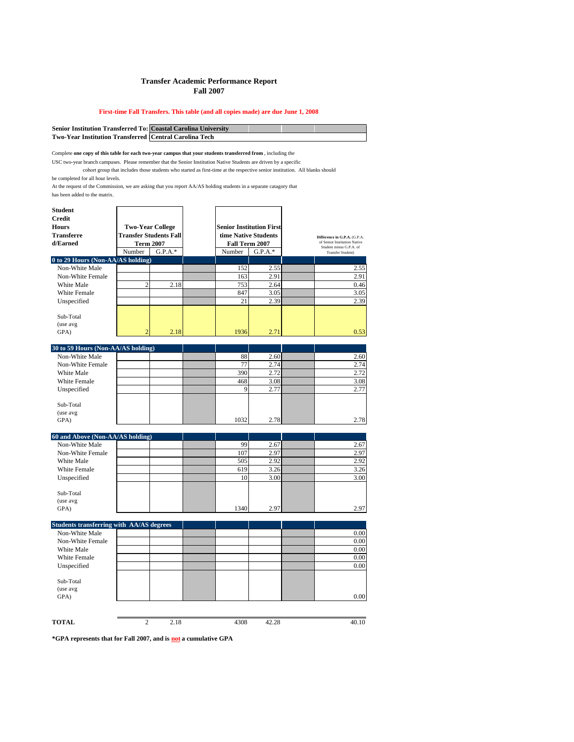# Transfer Academic Performance Report
## Fall 2007

**First-time Fall Transfers. This table (and all copies made) are due June 1, 2008**

**Senior Institution Transferred To:** **Coastal Carolina University**
**Two-Year Institution Transferred** **Central Carolina Tech**

Complete **one copy of this table for each two-year campus that your students transferred from** , including the USC two-year branch campuses. Please remember that the Senior Institution Native Students are driven by a specific cohort group that includes those students who started as first-time at the respective senior institution. All blanks should be completed for all hour levels.

At the request of the Commission, we are asking that you report AA/AS holding students in a separate catagory that has been added to the matrix.

| Student Credit Hours Transferred/Earned | Two-Year College Transfer Students Fall Term 2007 | | | Senior Institution First time Native Students Fall Term 2007 | | | Difference in G.P.A. (G.P.A. of Senior Institution Native Student minus G.P.A. of Transfer Student) |
|---|---|---|---|---|---|---|---|
| | Number | G.P.A.* | | Number | G.P.A.* | | |
| **0 to 29 Hours (Non-AA/AS holding)** | | | | | | | |
| Non-White Male | | | | 152 | 2.55 | | 2.55 |
| Non-White Female | | | | 163 | 2.91 | | 2.91 |
| White Male | 2 | 2.18 | | 753 | 2.64 | | 0.46 |
| White Female | | | | 847 | 3.05 | | 3.05 |
| Unspecified | | | | 21 | 2.39 | | 2.39 |
| Sub-Total (use avg GPA) | 2 | 2.18 | | 1936 | 2.71 | | 0.53 |
| **30 to 59 Hours (Non-AA/AS holding)** | | | | | | | |
| Non-White Male | | | | 88 | 2.60 | | 2.60 |
| Non-White Female | | | | 77 | 2.74 | | 2.74 |
| White Male | | | | 390 | 2.72 | | 2.72 |
| White Female | | | | 468 | 3.08 | | 3.08 |
| Unspecified | | | | 9 | 2.77 | | 2.77 |
| Sub-Total (use avg GPA) | | | | 1032 | 2.78 | | 2.78 |
| **60 and Above (Non-AA/AS holding)** | | | | | | | |
| Non-White Male | | | | 99 | 2.67 | | 2.67 |
| Non-White Female | | | | 107 | 2.97 | | 2.97 |
| White Male | | | | 505 | 2.92 | | 2.92 |
| White Female | | | | 619 | 3.26 | | 3.26 |
| Unspecified | | | | 10 | 3.00 | | 3.00 |
| Sub-Total (use avg GPA) | | | | 1340 | 2.97 | | 2.97 |
| **Students transferring with AA/AS degrees** | | | | | | | |
| Non-White Male | | | | | | | 0.00 |
| Non-White Female | | | | | | | 0.00 |
| White Male | | | | | | | 0.00 |
| White Female | | | | | | | 0.00 |
| Unspecified | | | | | | | 0.00 |
| Sub-Total (use avg GPA) | | | | | | | 0.00 |
| **TOTAL** | 2 | 2.18 | | 4308 | 42.28 | | 40.10 |

**\*GPA represents that for Fall 2007, and is not a cumulative GPA**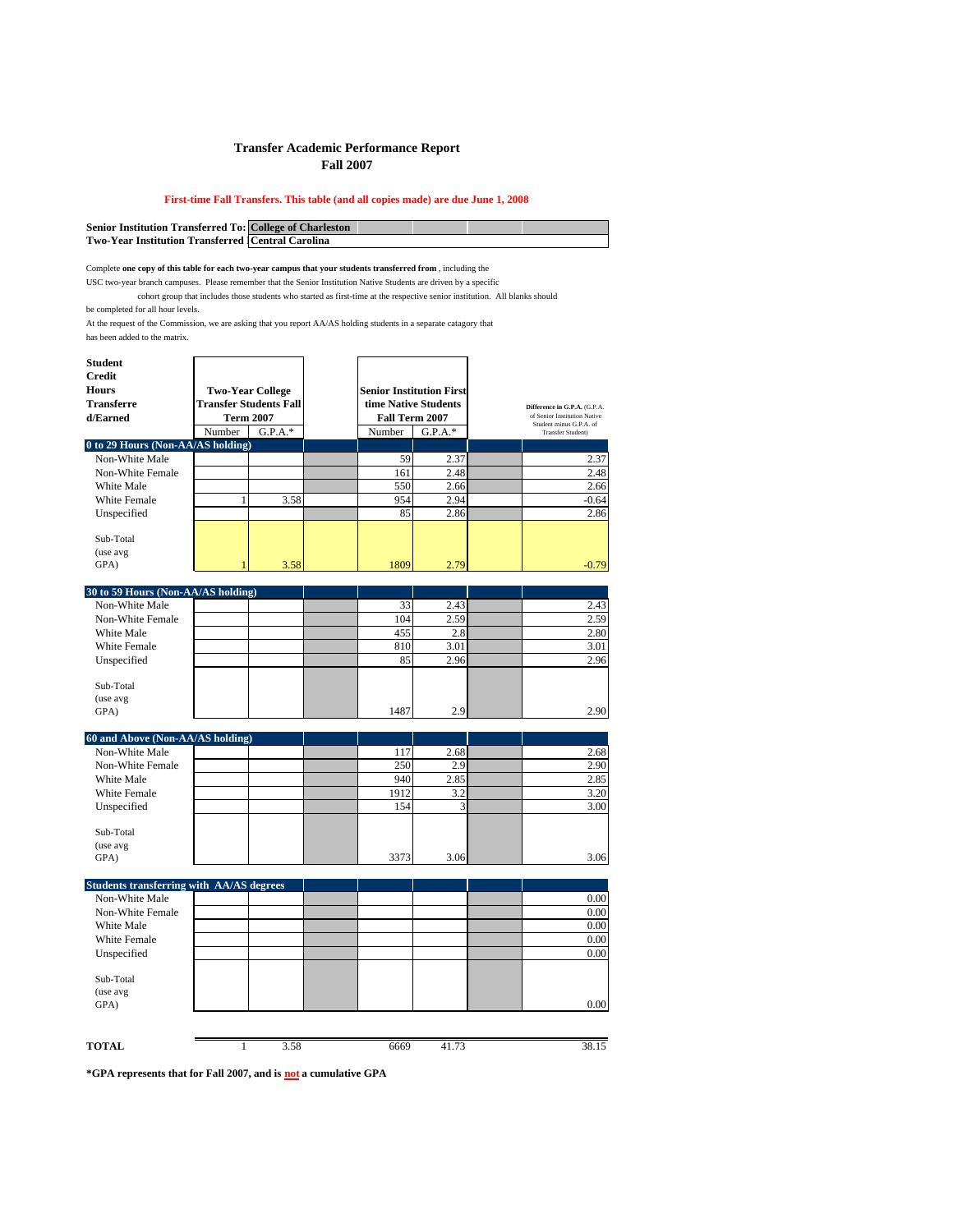# Transfer Academic Performance Report
## Fall 2007

**First-time Fall Transfers. This table (and all copies made) are due June 1, 2008**

**Senior Institution Transferred To:** **College of Charleston**
**Two-Year Institution Transferred** **Central Carolina**

Complete **one copy of this table for each two-year campus that your students transferred from** , including the USC two-year branch campuses. Please remember that the Senior Institution Native Students are driven by a specific cohort group that includes those students who started as first-time at the respective senior institution. All blanks should be completed for all hour levels.

At the request of the Commission, we are asking that you report AA/AS holding students in a separate catagory that has been added to the matrix.

| Student Credit Hours Transferred/Earned | Two-Year College Transfer Students Fall Term 2007 | | | Senior Institution First time Native Students Fall Term 2007 | | | Difference in G.P.A. (G.P.A. of Senior Institution Native Student minus G.P.A. of Transfer Student) |
|---|---|---|---|---|---|---|---|
| | Number | G.P.A.* | | Number | G.P.A.* | | |
| **0 to 29 Hours (Non-AA/AS holding)** | | | | | | | |
| Non-White Male | | | | 59 | 2.37 | | 2.37 |
| Non-White Female | | | | 161 | 2.48 | | 2.48 |
| White Male | | | | 550 | 2.66 | | 2.66 |
| White Female | 1 | 3.58 | | 954 | 2.94 | | -0.64 |
| Unspecified | | | | 85 | 2.86 | | 2.86 |
| Sub-Total (use avg GPA) | 1 | 3.58 | | 1809 | 2.79 | | -0.79 |
| **30 to 59 Hours (Non-AA/AS holding)** | | | | | | | |
| Non-White Male | | | | 33 | 2.43 | | 2.43 |
| Non-White Female | | | | 104 | 2.59 | | 2.59 |
| White Male | | | | 455 | 2.8 | | 2.80 |
| White Female | | | | 810 | 3.01 | | 3.01 |
| Unspecified | | | | 85 | 2.96 | | 2.96 |
| Sub-Total (use avg GPA) | | | | 1487 | 2.9 | | 2.90 |
| **60 and Above (Non-AA/AS holding)** | | | | | | | |
| Non-White Male | | | | 117 | 2.68 | | 2.68 |
| Non-White Female | | | | 250 | 2.9 | | 2.90 |
| White Male | | | | 940 | 2.85 | | 2.85 |
| White Female | | | | 1912 | 3.2 | | 3.20 |
| Unspecified | | | | 154 | 3 | | 3.00 |
| Sub-Total (use avg GPA) | | | | 3373 | 3.06 | | 3.06 |
| **Students transferring with AA/AS degrees** | | | | | | | |
| Non-White Male | | | | | | | 0.00 |
| Non-White Female | | | | | | | 0.00 |
| White Male | | | | | | | 0.00 |
| White Female | | | | | | | 0.00 |
| Unspecified | | | | | | | 0.00 |
| Sub-Total (use avg GPA) | | | | | | | 0.00 |
| **TOTAL** | 1 | 3.58 | | 6669 | 41.73 | | 38.15 |

**\*GPA represents that for Fall 2007, and is not a cumulative GPA**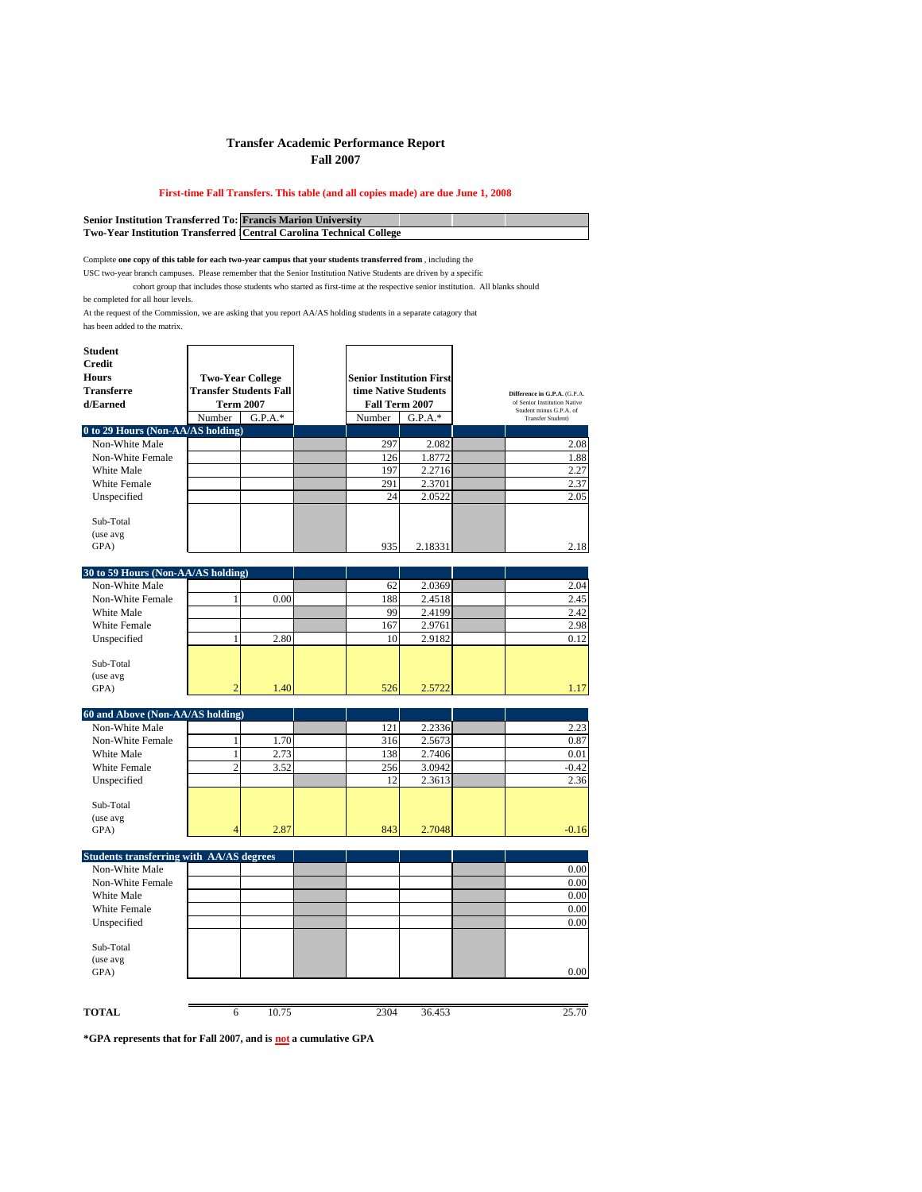# Transfer Academic Performance Report
## Fall 2007

**First-time Fall Transfers. This table (and all copies made) are due June 1, 2008**

**Senior Institution Transferred To:** **Francis Marion University**
**Two-Year Institution Transferred** **Central Carolina Technical College**

Complete **one copy of this table for each two-year campus that your students transferred from** , including the USC two-year branch campuses. Please remember that the Senior Institution Native Students are driven by a specific cohort group that includes those students who started as first-time at the respective senior institution. All blanks should be completed for all hour levels.

At the request of the Commission, we are asking that you report AA/AS holding students in a separate catagory that has been added to the matrix.

| Student Credit Hours Transferred/Earned | Two-Year College Transfer Students Fall Term 2007 | | Senior Institution First time Native Students Fall Term 2007 | | Difference in G.P.A. (G.P.A. of Senior Institution Native Student minus G.P.A. of Transfer Student) |
|---|---|---|---|---|---|
| | Number | G.P.A.* | Number | G.P.A.* | |
| **0 to 29 Hours (Non-AA/AS holding)** | | | | | |
| Non-White Male | | | 297 | 2.082 | 2.08 |
| Non-White Female | | | 126 | 1.8772 | 1.88 |
| White Male | | | 197 | 2.2716 | 2.27 |
| White Female | | | 291 | 2.3701 | 2.37 |
| Unspecified | | | 24 | 2.0522 | 2.05 |
| Sub-Total (use avg GPA) | | | 935 | 2.18331 | 2.18 |
| **30 to 59 Hours (Non-AA/AS holding)** | | | | | |
| Non-White Male | | | 62 | 2.0369 | 2.04 |
| Non-White Female | 1 | 0.00 | 188 | 2.4518 | 2.45 |
| White Male | | | 99 | 2.4199 | 2.42 |
| White Female | | | 167 | 2.9761 | 2.98 |
| Unspecified | 1 | 2.80 | 10 | 2.9182 | 0.12 |
| Sub-Total (use avg GPA) | 2 | 1.40 | 526 | 2.5722 | 1.17 |
| **60 and Above (Non-AA/AS holding)** | | | | | |
| Non-White Male | | | 121 | 2.2336 | 2.23 |
| Non-White Female | 1 | 1.70 | 316 | 2.5673 | 0.87 |
| White Male | 1 | 2.73 | 138 | 2.7406 | 0.01 |
| White Female | 2 | 3.52 | 256 | 3.0942 | -0.42 |
| Unspecified | | | 12 | 2.3613 | 2.36 |
| Sub-Total (use avg GPA) | 4 | 2.87 | 843 | 2.7048 | -0.16 |
| **Students transferring with AA/AS degrees** | | | | | |
| Non-White Male | | | | | 0.00 |
| Non-White Female | | | | | 0.00 |
| White Male | | | | | 0.00 |
| White Female | | | | | 0.00 |
| Unspecified | | | | | 0.00 |
| Sub-Total (use avg GPA) | | | | | 0.00 |
| **TOTAL** | 6 | 10.75 | 2304 | 36.453 | 25.70 |

***GPA represents that for Fall 2007, and is not a cumulative GPA**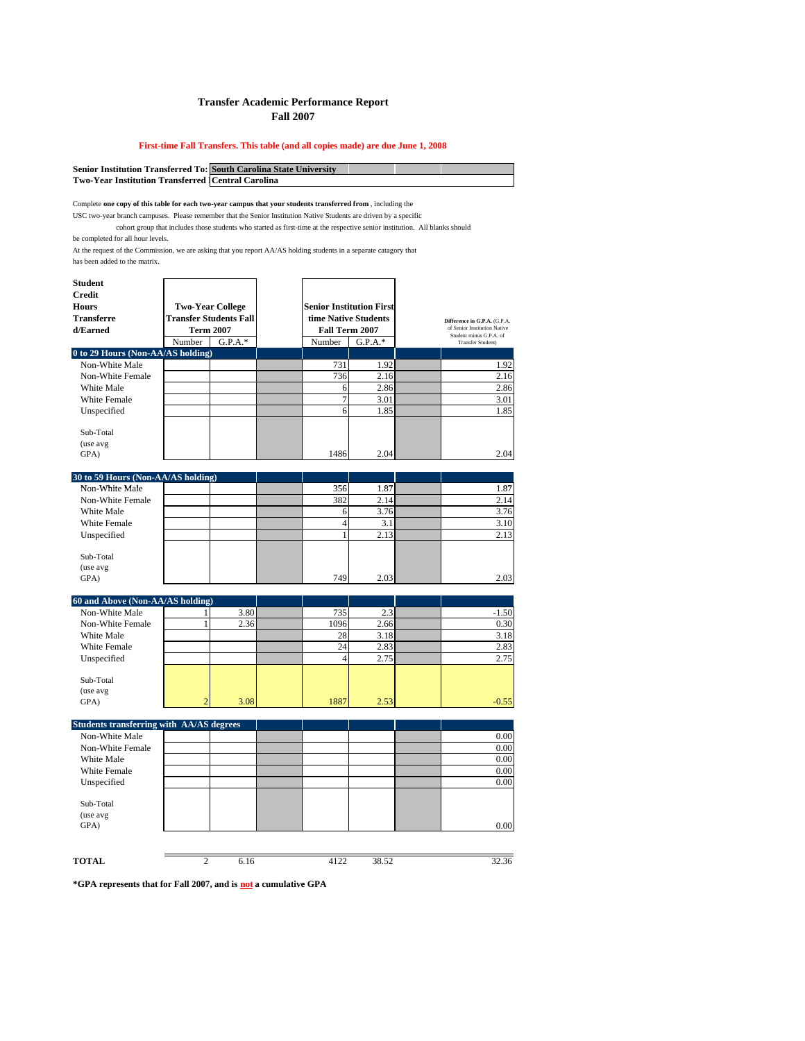# Transfer Academic Performance Report
## Fall 2007

**First-time Fall Transfers. This table (and all copies made) are due June 1, 2008**

**Senior Institution Transferred To:** South Carolina State University
**Two-Year Institution Transferred** Central Carolina

Complete **one copy of this table for each two-year campus that your students transferred from** , including the USC two-year branch campuses. Please remember that the Senior Institution Native Students are driven by a specific cohort group that includes those students who started as first-time at the respective senior institution. All blanks should be completed for all hour levels.

At the request of the Commission, we are asking that you report AA/AS holding students in a separate catagory that has been added to the matrix.

| Student Credit Hours Transferred/Earned | Two-Year College Transfer Students Fall Term 2007 | | | Senior Institution First time Native Students Fall Term 2007 | | | Difference in G.P.A. (G.P.A. of Senior Institution Native Student minus G.P.A. of Transfer Student) |
|---|---|---|---|---|---|---|---|
| | Number | G.P.A.* | | Number | G.P.A.* | | |
| **0 to 29 Hours (Non-AA/AS holding)** | | | | | | | |
| Non-White Male | | | | 731 | 1.92 | | 1.92 |
| Non-White Female | | | | 736 | 2.16 | | 2.16 |
| White Male | | | | 6 | 2.86 | | 2.86 |
| White Female | | | | 7 | 3.01 | | 3.01 |
| Unspecified | | | | 6 | 1.85 | | 1.85 |
| Sub-Total (use avg GPA) | | | | 1486 | 2.04 | | 2.04 |
| **30 to 59 Hours (Non-AA/AS holding)** | | | | | | | |
| Non-White Male | | | | 356 | 1.87 | | 1.87 |
| Non-White Female | | | | 382 | 2.14 | | 2.14 |
| White Male | | | | 6 | 3.76 | | 3.76 |
| White Female | | | | 4 | 3.1 | | 3.10 |
| Unspecified | | | | 1 | 2.13 | | 2.13 |
| Sub-Total (use avg GPA) | | | | 749 | 2.03 | | 2.03 |
| **60 and Above (Non-AA/AS holding)** | | | | | | | |
| Non-White Male | 1 | 3.80 | | 735 | 2.3 | | -1.50 |
| Non-White Female | 1 | 2.36 | | 1096 | 2.66 | | 0.30 |
| White Male | | | | 28 | 3.18 | | 3.18 |
| White Female | | | | 24 | 2.83 | | 2.83 |
| Unspecified | | | | 4 | 2.75 | | 2.75 |
| Sub-Total (use avg GPA) | 2 | 3.08 | | 1887 | 2.53 | | -0.55 |
| **Students transferring with AA/AS degrees** | | | | | | | |
| Non-White Male | | | | | | | 0.00 |
| Non-White Female | | | | | | | 0.00 |
| White Male | | | | | | | 0.00 |
| White Female | | | | | | | 0.00 |
| Unspecified | | | | | | | 0.00 |
| Sub-Total (use avg GPA) | | | | | | | 0.00 |
| **TOTAL** | 2 | 6.16 | | 4122 | 38.52 | | 32.36 |

**\*GPA represents that for Fall 2007, and is not a cumulative GPA**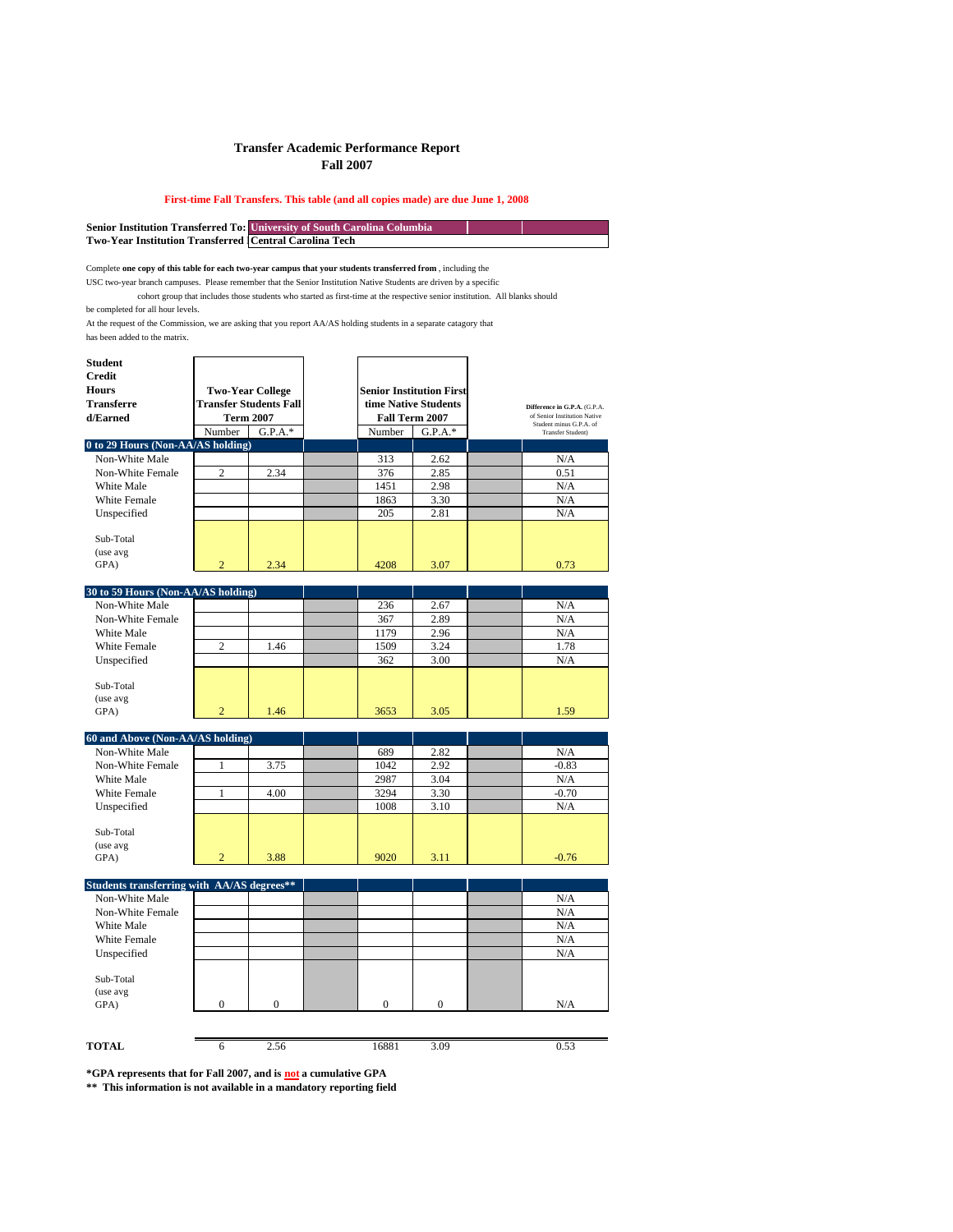# Transfer Academic Performance Report
## Fall 2007

**First-time Fall Transfers. This table (and all copies made) are due June 1, 2008**

**Senior Institution Transferred To:** University of South Carolina Columbia
**Two-Year Institution Transferred** Central Carolina Tech

Complete **one copy of this table for each two-year campus that your students transferred from** , including the USC two-year branch campuses. Please remember that the Senior Institution Native Students are driven by a specific cohort group that includes those students who started as first-time at the respective senior institution. All blanks should be completed for all hour levels.

At the request of the Commission, we are asking that you report AA/AS holding students in a separate catagory that has been added to the matrix.

| Student Credit Hours Transferred/Earned | Two-Year College Transfer Students Fall Term 2007 | | | Senior Institution First time Native Students Fall Term 2007 | | | Difference in G.P.A. (G.P.A. of Senior Institution Native Student minus G.P.A. of Transfer Student) |
|---|---|---|---|---|---|---|---|
| | Number | G.P.A.* | | Number | G.P.A.* | | |
| **0 to 29 Hours (Non-AA/AS holding)** | | | | | | | |
| Non-White Male | | | | 313 | 2.62 | | N/A |
| Non-White Female | 2 | 2.34 | | 376 | 2.85 | | 0.51 |
| White Male | | | | 1451 | 2.98 | | N/A |
| White Female | | | | 1863 | 3.30 | | N/A |
| Unspecified | | | | 205 | 2.81 | | N/A |
| Sub-Total (use avg GPA) | 2 | 2.34 | | 4208 | 3.07 | | 0.73 |
| **30 to 59 Hours (Non-AA/AS holding)** | | | | | | | |
| Non-White Male | | | | 236 | 2.67 | | N/A |
| Non-White Female | | | | 367 | 2.89 | | N/A |
| White Male | | | | 1179 | 2.96 | | N/A |
| White Female | 2 | 1.46 | | 1509 | 3.24 | | 1.78 |
| Unspecified | | | | 362 | 3.00 | | N/A |
| Sub-Total (use avg GPA) | 2 | 1.46 | | 3653 | 3.05 | | 1.59 |
| **60 and Above (Non-AA/AS holding)** | | | | | | | |
| Non-White Male | | | | 689 | 2.82 | | N/A |
| Non-White Female | 1 | 3.75 | | 1042 | 2.92 | | -0.83 |
| White Male | | | | 2987 | 3.04 | | N/A |
| White Female | 1 | 4.00 | | 3294 | 3.30 | | -0.70 |
| Unspecified | | | | 1008 | 3.10 | | N/A |
| Sub-Total (use avg GPA) | 2 | 3.88 | | 9020 | 3.11 | | -0.76 |
| **Students transferring with AA/AS degrees**** | | | | | | | |
| Non-White Male | | | | | | | N/A |
| Non-White Female | | | | | | | N/A |
| White Male | | | | | | | N/A |
| White Female | | | | | | | N/A |
| Unspecified | | | | | | | N/A |
| Sub-Total (use avg GPA) | 0 | 0 | | 0 | 0 | | N/A |
| **TOTAL** | 6 | 2.56 | | 16881 | 3.09 | | 0.53 |

***GPA represents that for Fall 2007, and is not a cumulative GPA**

**** This information is not available in a mandatory reporting field**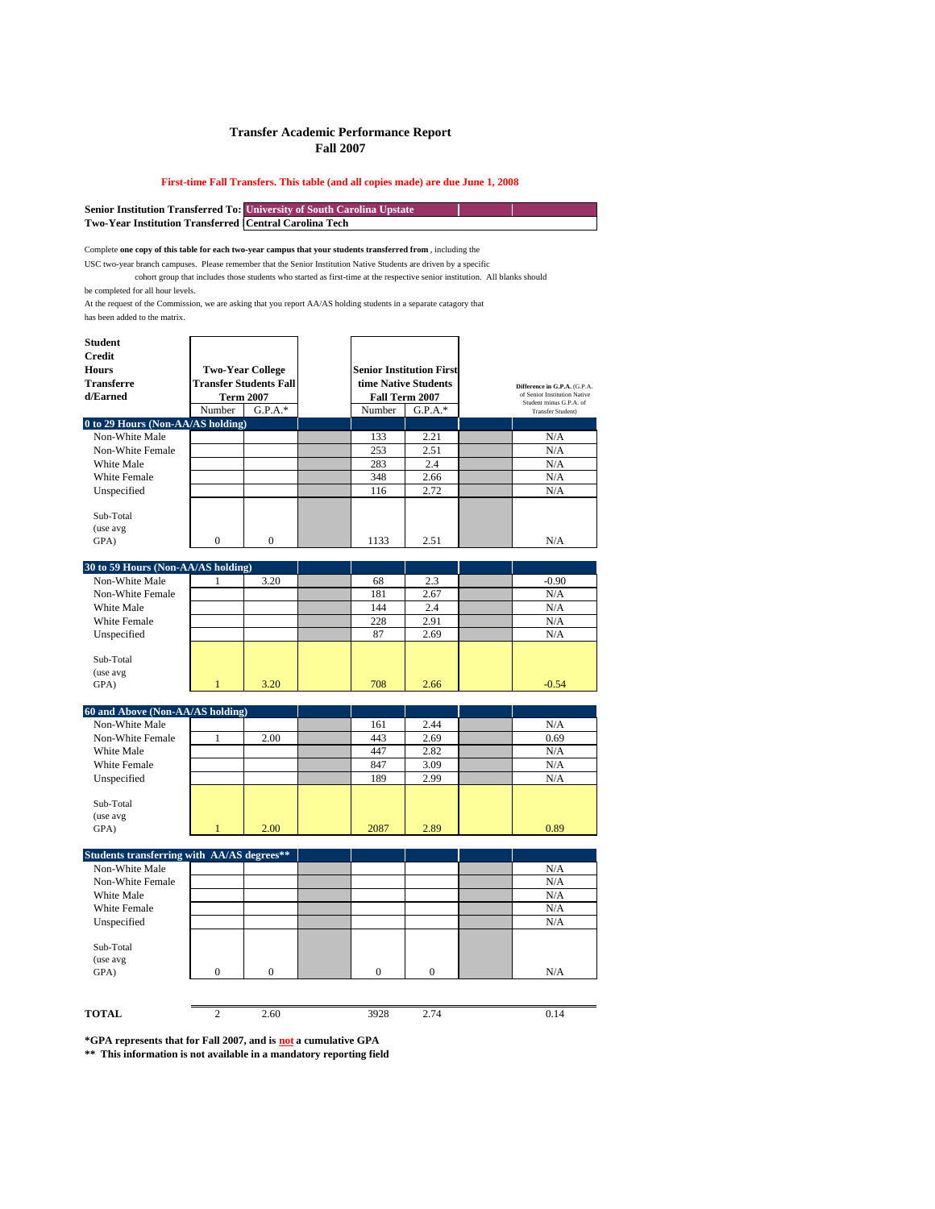# Transfer Academic Performance Report
## Fall 2007

**First-time Fall Transfers. This table (and all copies made) are due June 1, 2008**

**Senior Institution Transferred To:** University of South Carolina Upstate
**Two-Year Institution Transferred** Central Carolina Tech

Complete **one copy of this table for each two-year campus that your students transferred from** , including the USC two-year branch campuses. Please remember that the Senior Institution Native Students are driven by a specific cohort group that includes those students who started as first-time at the respective senior institution. All blanks should be completed for all hour levels.

At the request of the Commission, we are asking that you report AA/AS holding students in a separate catagory that has been added to the matrix.

| Student Credit Hours Transferred/Earned | Two-Year College Transfer Students Fall Term 2007 | | Senior Institution First time Native Students Fall Term 2007 | | Difference in G.P.A. (G.P.A. of Senior Institution Native Student minus G.P.A. of Transfer Student) |
|---|---|---|---|---|---|
| | Number | G.P.A.* | Number | G.P.A.* | |
| **0 to 29 Hours (Non-AA/AS holding)** | | | | | |
| Non-White Male | | | 133 | 2.21 | N/A |
| Non-White Female | | | 253 | 2.51 | N/A |
| White Male | | | 283 | 2.4 | N/A |
| White Female | | | 348 | 2.66 | N/A |
| Unspecified | | | 116 | 2.72 | N/A |
| Sub-Total (use avg GPA) | 0 | 0 | 1133 | 2.51 | N/A |
| **30 to 59 Hours (Non-AA/AS holding)** | | | | | |
| Non-White Male | 1 | 3.20 | 68 | 2.3 | -0.90 |
| Non-White Female | | | 181 | 2.67 | N/A |
| White Male | | | 144 | 2.4 | N/A |
| White Female | | | 228 | 2.91 | N/A |
| Unspecified | | | 87 | 2.69 | N/A |
| Sub-Total (use avg GPA) | 1 | 3.20 | 708 | 2.66 | -0.54 |
| **60 and Above (Non-AA/AS holding)** | | | | | |
| Non-White Male | | | 161 | 2.44 | N/A |
| Non-White Female | 1 | 2.00 | 443 | 2.69 | 0.69 |
| White Male | | | 447 | 2.82 | N/A |
| White Female | | | 847 | 3.09 | N/A |
| Unspecified | | | 189 | 2.99 | N/A |
| Sub-Total (use avg GPA) | 1 | 2.00 | 2087 | 2.89 | 0.89 |
| **Students transferring with AA/AS degrees**** | | | | | |
| Non-White Male | | | | | N/A |
| Non-White Female | | | | | N/A |
| White Male | | | | | N/A |
| White Female | | | | | N/A |
| Unspecified | | | | | N/A |
| Sub-Total (use avg GPA) | 0 | 0 | 0 | 0 | N/A |
| **TOTAL** | 2 | 2.60 | 3928 | 2.74 | 0.14 |

***GPA represents that for Fall 2007, and is not a cumulative GPA**

**** This information is not available in a mandatory reporting field**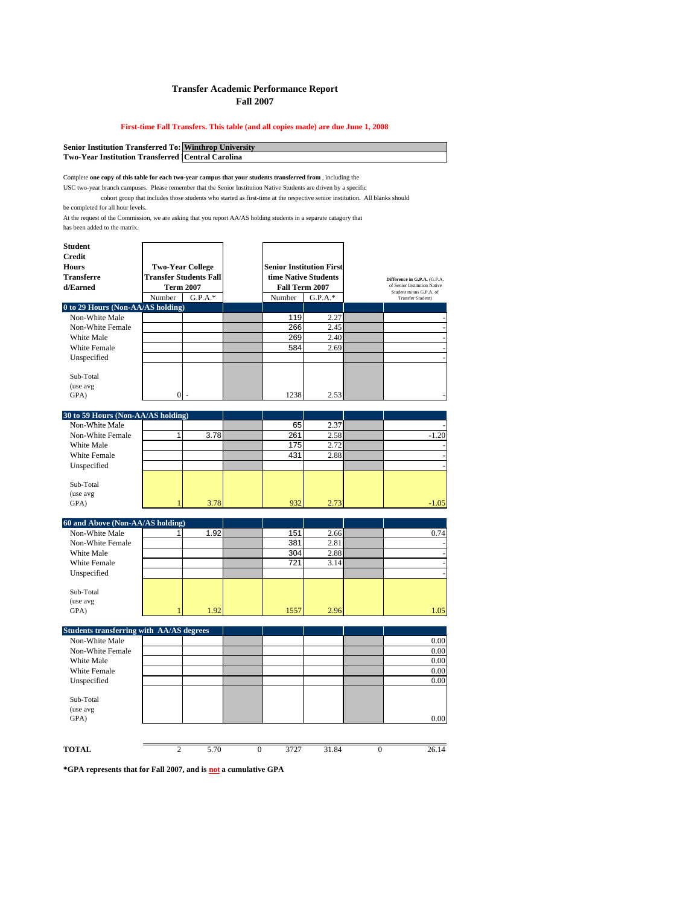# Transfer Academic Performance Report
## Fall 2007

**First-time Fall Transfers. This table (and all copies made) are due June 1, 2008**

**Senior Institution Transferred To:** **Winthrop University**
**Two-Year Institution Transferred** **Central Carolina**

Complete **one copy of this table for each two-year campus that your students transferred from** , including the USC two-year branch campuses. Please remember that the Senior Institution Native Students are driven by a specific cohort group that includes those students who started as first-time at the respective senior institution. All blanks should be completed for all hour levels.

At the request of the Commission, we are asking that you report AA/AS holding students in a separate catagory that has been added to the matrix.

| Student Credit Hours Transferred/Earned | Two-Year College Transfer Students Fall Term 2007 | | | Senior Institution First time Native Students Fall Term 2007 | | | Difference in G.P.A. (G.P.A. of Senior Institution Native Student minus G.P.A. of Transfer Student) |
|---|---|---|---|---|---|---|---|
| | Number | G.P.A.* | | Number | G.P.A.* | | |
| **0 to 29 Hours (Non-AA/AS holding)** | | | | | | | |
| Non-White Male | | | | 119 | 2.27 | | - |
| Non-White Female | | | | 266 | 2.45 | | - |
| White Male | | | | 269 | 2.40 | | - |
| White Female | | | | 584 | 2.69 | | - |
| Unspecified | | | | | | | - |
| Sub-Total (use avg GPA) | 0 | - | | 1238 | 2.53 | | - |
| **30 to 59 Hours (Non-AA/AS holding)** | | | | | | | |
| Non-White Male | | | | 65 | 2.37 | | - |
| Non-White Female | 1 | 3.78 | | 261 | 2.58 | | -1.20 |
| White Male | | | | 175 | 2.72 | | - |
| White Female | | | | 431 | 2.88 | | - |
| Unspecified | | | | | | | - |
| Sub-Total (use avg GPA) | 1 | 3.78 | | 932 | 2.73 | | -1.05 |
| **60 and Above (Non-AA/AS holding)** | | | | | | | |
| Non-White Male | 1 | 1.92 | | 151 | 2.66 | | 0.74 |
| Non-White Female | | | | 381 | 2.81 | | - |
| White Male | | | | 304 | 2.88 | | - |
| White Female | | | | 721 | 3.14 | | - |
| Unspecified | | | | | | | - |
| Sub-Total (use avg GPA) | 1 | 1.92 | | 1557 | 2.96 | | 1.05 |
| **Students transferring with AA/AS degrees** | | | | | | | |
| Non-White Male | | | | | | | 0.00 |
| Non-White Female | | | | | | | 0.00 |
| White Male | | | | | | | 0.00 |
| White Female | | | | | | | 0.00 |
| Unspecified | | | | | | | 0.00 |
| Sub-Total (use avg GPA) | | | | | | | 0.00 |
| **TOTAL** | 2 | 5.70 | 0 | 3727 | 31.84 | 0 | 26.14 |

**\*GPA represents that for Fall 2007, and is not a cumulative GPA**